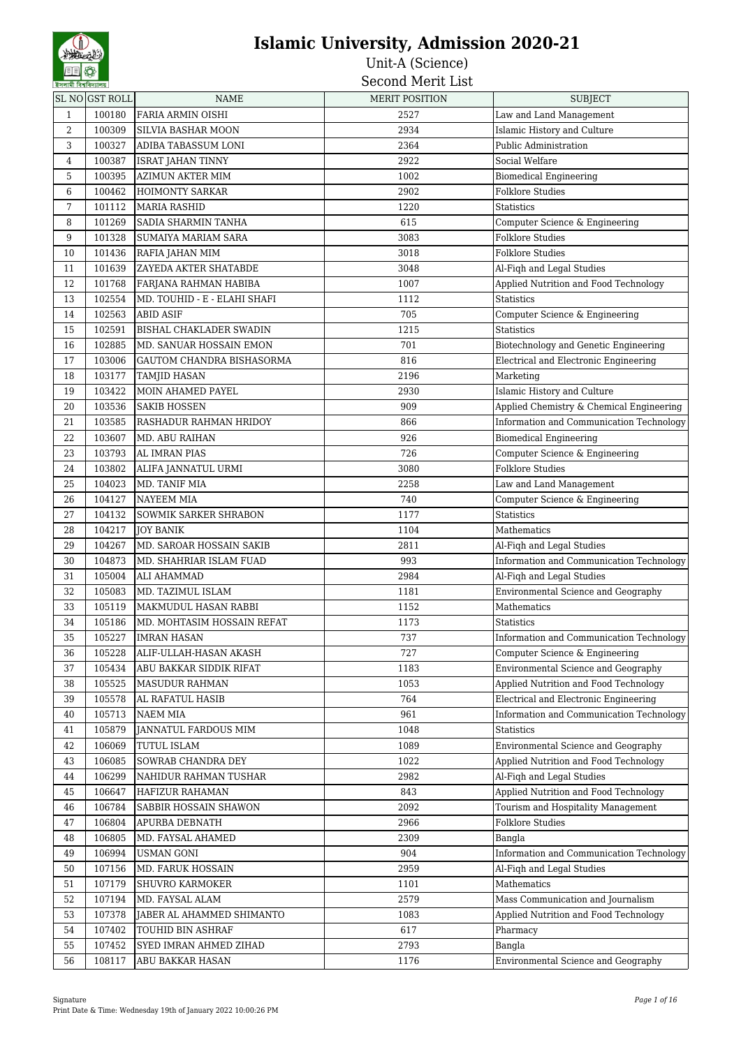# Islamic University, Admission 2020-21

## Unit-A (Science)

## Second Merit List

| SL NO | GST ROLL | NAME | MERIT POSITION | SUBJECT |
|---|---|---|---|---|
| 1 | 100180 | FARIA ARMIN OISHI | 2527 | Law and Land Management |
| 2 | 100309 | SILVIA BASHAR MOON | 2934 | Islamic History and Culture |
| 3 | 100327 | ADIBA TABASSUM LONI | 2364 | Public Administration |
| 4 | 100387 | ISRAT JAHAN TINNY | 2922 | Social Welfare |
| 5 | 100395 | AZIMUN AKTER MIM | 1002 | Biomedical Engineering |
| 6 | 100462 | HOIMONTY SARKAR | 2902 | Folklore Studies |
| 7 | 101112 | MARIA RASHID | 1220 | Statistics |
| 8 | 101269 | SADIA SHARMIN TANHA | 615 | Computer Science & Engineering |
| 9 | 101328 | SUMAIYA MARIAM SARA | 3083 | Folklore Studies |
| 10 | 101436 | RAFIA JAHAN MIM | 3018 | Folklore Studies |
| 11 | 101639 | ZAYEDA AKTER SHATABDE | 3048 | Al-Fiqh and Legal Studies |
| 12 | 101768 | FARJANA RAHMAN HABIBA | 1007 | Applied Nutrition and Food Technology |
| 13 | 102554 | MD. TOUHID - E - ELAHI SHAFI | 1112 | Statistics |
| 14 | 102563 | ABID ASIF | 705 | Computer Science & Engineering |
| 15 | 102591 | BISHAL CHAKLADER SWADIN | 1215 | Statistics |
| 16 | 102885 | MD. SANUAR HOSSAIN EMON | 701 | Biotechnology and Genetic Engineering |
| 17 | 103006 | GAUTOM CHANDRA BISHASORMA | 816 | Electrical and Electronic Engineering |
| 18 | 103177 | TAMJID HASAN | 2196 | Marketing |
| 19 | 103422 | MOIN AHAMED PAYEL | 2930 | Islamic History and Culture |
| 20 | 103536 | SAKIB HOSSEN | 909 | Applied Chemistry & Chemical Engineering |
| 21 | 103585 | RASHADUR RAHMAN HRIDOY | 866 | Information and Communication Technology |
| 22 | 103607 | MD. ABU RAIHAN | 926 | Biomedical Engineering |
| 23 | 103793 | AL IMRAN PIAS | 726 | Computer Science & Engineering |
| 24 | 103802 | ALIFA JANNATUL URMI | 3080 | Folklore Studies |
| 25 | 104023 | MD. TANIF MIA | 2258 | Law and Land Management |
| 26 | 104127 | NAYEEM MIA | 740 | Computer Science & Engineering |
| 27 | 104132 | SOWMIK SARKER SHRABON | 1177 | Statistics |
| 28 | 104217 | JOY BANIK | 1104 | Mathematics |
| 29 | 104267 | MD. SAROAR HOSSAIN SAKIB | 2811 | Al-Fiqh and Legal Studies |
| 30 | 104873 | MD. SHAHRIAR ISLAM FUAD | 993 | Information and Communication Technology |
| 31 | 105004 | ALI AHAMMAD | 2984 | Al-Fiqh and Legal Studies |
| 32 | 105083 | MD. TAZIMUL ISLAM | 1181 | Environmental Science and Geography |
| 33 | 105119 | MAKMUDUL HASAN RABBI | 1152 | Mathematics |
| 34 | 105186 | MD. MOHTASIM HOSSAIN REFAT | 1173 | Statistics |
| 35 | 105227 | IMRAN HASAN | 737 | Information and Communication Technology |
| 36 | 105228 | ALIF-ULLAH-HASAN AKASH | 727 | Computer Science & Engineering |
| 37 | 105434 | ABU BAKKAR SIDDIK RIFAT | 1183 | Environmental Science and Geography |
| 38 | 105525 | MASUDUR RAHMAN | 1053 | Applied Nutrition and Food Technology |
| 39 | 105578 | AL RAFATUL HASIB | 764 | Electrical and Electronic Engineering |
| 40 | 105713 | NAEM MIA | 961 | Information and Communication Technology |
| 41 | 105879 | JANNATUL FARDOUS MIM | 1048 | Statistics |
| 42 | 106069 | TUTUL ISLAM | 1089 | Environmental Science and Geography |
| 43 | 106085 | SOWRAB CHANDRA DEY | 1022 | Applied Nutrition and Food Technology |
| 44 | 106299 | NAHIDUR RAHMAN TUSHAR | 2982 | Al-Fiqh and Legal Studies |
| 45 | 106647 | HAFIZUR RAHAMAN | 843 | Applied Nutrition and Food Technology |
| 46 | 106784 | SABBIR HOSSAIN SHAWON | 2092 | Tourism and Hospitality Management |
| 47 | 106804 | APURBA DEBNATH | 2966 | Folklore Studies |
| 48 | 106805 | MD. FAYSAL AHAMED | 2309 | Bangla |
| 49 | 106994 | USMAN GONI | 904 | Information and Communication Technology |
| 50 | 107156 | MD. FARUK HOSSAIN | 2959 | Al-Fiqh and Legal Studies |
| 51 | 107179 | SHUVRO KARMOKER | 1101 | Mathematics |
| 52 | 107194 | MD. FAYSAL ALAM | 2579 | Mass Communication and Journalism |
| 53 | 107378 | JABER AL AHAMMED SHIMANTO | 1083 | Applied Nutrition and Food Technology |
| 54 | 107402 | TOUHID BIN ASHRAF | 617 | Pharmacy |
| 55 | 107452 | SYED IMRAN AHMED ZIHAD | 2793 | Bangla |
| 56 | 108117 | ABU BAKKAR HASAN | 1176 | Environmental Science and Geography |

Signature

Print Date & Time: Wednesday 19th of January 2022 10:00:26 PM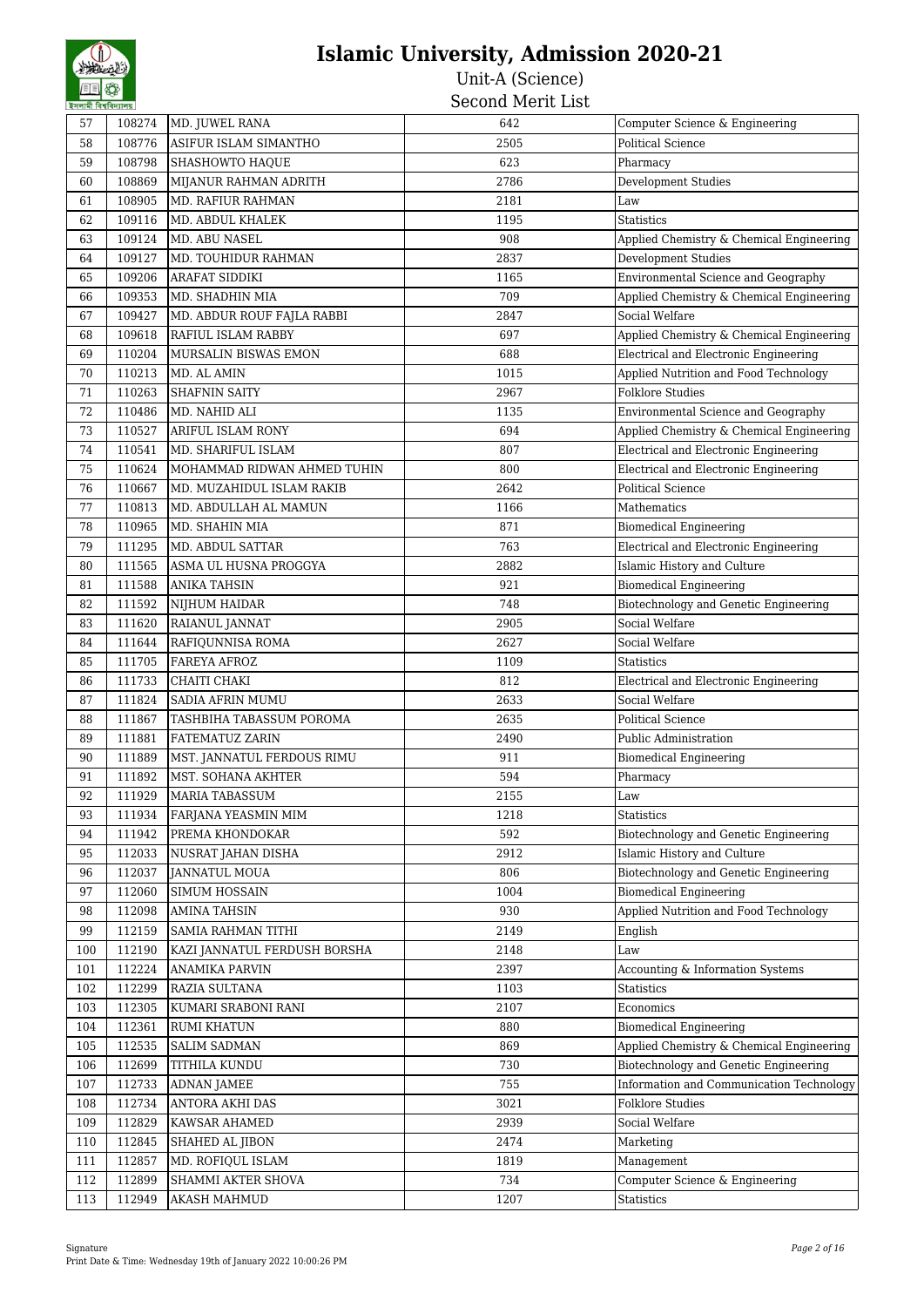# Islamic University, Admission 2020-21

Unit-A (Science)

Second Merit List

| 57 | 108274 | MD. JUWEL RANA | 642 | Computer Science & Engineering |
|---|---|---|---|---|
| 58 | 108776 | ASIFUR ISLAM SIMANTHO | 2505 | Political Science |
| 59 | 108798 | SHASHOWTO HAQUE | 623 | Pharmacy |
| 60 | 108869 | MIJANUR RAHMAN ADRITH | 2786 | Development Studies |
| 61 | 108905 | MD. RAFIUR RAHMAN | 2181 | Law |
| 62 | 109116 | MD. ABDUL KHALEK | 1195 | Statistics |
| 63 | 109124 | MD. ABU NASEL | 908 | Applied Chemistry & Chemical Engineering |
| 64 | 109127 | MD. TOUHIDUR RAHMAN | 2837 | Development Studies |
| 65 | 109206 | ARAFAT SIDDIKI | 1165 | Environmental Science and Geography |
| 66 | 109353 | MD. SHADHIN MIA | 709 | Applied Chemistry & Chemical Engineering |
| 67 | 109427 | MD. ABDUR ROUF FAJLA RABBI | 2847 | Social Welfare |
| 68 | 109618 | RAFIUL ISLAM RABBY | 697 | Applied Chemistry & Chemical Engineering |
| 69 | 110204 | MURSALIN BISWAS EMON | 688 | Electrical and Electronic Engineering |
| 70 | 110213 | MD. AL AMIN | 1015 | Applied Nutrition and Food Technology |
| 71 | 110263 | SHAFNIN SAITY | 2967 | Folklore Studies |
| 72 | 110486 | MD. NAHID ALI | 1135 | Environmental Science and Geography |
| 73 | 110527 | ARIFUL ISLAM RONY | 694 | Applied Chemistry & Chemical Engineering |
| 74 | 110541 | MD. SHARIFUL ISLAM | 807 | Electrical and Electronic Engineering |
| 75 | 110624 | MOHAMMAD RIDWAN AHMED TUHIN | 800 | Electrical and Electronic Engineering |
| 76 | 110667 | MD. MUZAHIDUL ISLAM RAKIB | 2642 | Political Science |
| 77 | 110813 | MD. ABDULLAH AL MAMUN | 1166 | Mathematics |
| 78 | 110965 | MD. SHAHIN MIA | 871 | Biomedical Engineering |
| 79 | 111295 | MD. ABDUL SATTAR | 763 | Electrical and Electronic Engineering |
| 80 | 111565 | ASMA UL HUSNA PROGGYA | 2882 | Islamic History and Culture |
| 81 | 111588 | ANIKA TAHSIN | 921 | Biomedical Engineering |
| 82 | 111592 | NIJHUM HAIDAR | 748 | Biotechnology and Genetic Engineering |
| 83 | 111620 | RAIANUL JANNAT | 2905 | Social Welfare |
| 84 | 111644 | RAFIQUNNISA ROMA | 2627 | Social Welfare |
| 85 | 111705 | FAREYA AFROZ | 1109 | Statistics |
| 86 | 111733 | CHAITI CHAKI | 812 | Electrical and Electronic Engineering |
| 87 | 111824 | SADIA AFRIN MUMU | 2633 | Social Welfare |
| 88 | 111867 | TASHBIHA TABASSUM POROMA | 2635 | Political Science |
| 89 | 111881 | FATEMATUZ ZARIN | 2490 | Public Administration |
| 90 | 111889 | MST. JANNATUL FERDOUS RIMU | 911 | Biomedical Engineering |
| 91 | 111892 | MST. SOHANA AKHTER | 594 | Pharmacy |
| 92 | 111929 | MARIA TABASSUM | 2155 | Law |
| 93 | 111934 | FARJANA YEASMIN MIM | 1218 | Statistics |
| 94 | 111942 | PREMA KHONDOKAR | 592 | Biotechnology and Genetic Engineering |
| 95 | 112033 | NUSRAT JAHAN DISHA | 2912 | Islamic History and Culture |
| 96 | 112037 | JANNATUL MOUA | 806 | Biotechnology and Genetic Engineering |
| 97 | 112060 | SIMUM HOSSAIN | 1004 | Biomedical Engineering |
| 98 | 112098 | AMINA TAHSIN | 930 | Applied Nutrition and Food Technology |
| 99 | 112159 | SAMIA RAHMAN TITHI | 2149 | English |
| 100 | 112190 | KAZI JANNATUL FERDUSH BORSHA | 2148 | Law |
| 101 | 112224 | ANAMIKA PARVIN | 2397 | Accounting & Information Systems |
| 102 | 112299 | RAZIA SULTANA | 1103 | Statistics |
| 103 | 112305 | KUMARI SRABONI RANI | 2107 | Economics |
| 104 | 112361 | RUMI KHATUN | 880 | Biomedical Engineering |
| 105 | 112535 | SALIM SADMAN | 869 | Applied Chemistry & Chemical Engineering |
| 106 | 112699 | TITHILA KUNDU | 730 | Biotechnology and Genetic Engineering |
| 107 | 112733 | ADNAN JAMEE | 755 | Information and Communication Technology |
| 108 | 112734 | ANTORA AKHI DAS | 3021 | Folklore Studies |
| 109 | 112829 | KAWSAR AHAMED | 2939 | Social Welfare |
| 110 | 112845 | SHAHED AL JIBON | 2474 | Marketing |
| 111 | 112857 | MD. ROFIQUL ISLAM | 1819 | Management |
| 112 | 112899 | SHAMMI AKTER SHOVA | 734 | Computer Science & Engineering |
| 113 | 112949 | AKASH MAHMUD | 1207 | Statistics |

Signature

Print Date & Time: Wednesday 19th of January 2022 10:00:26 PM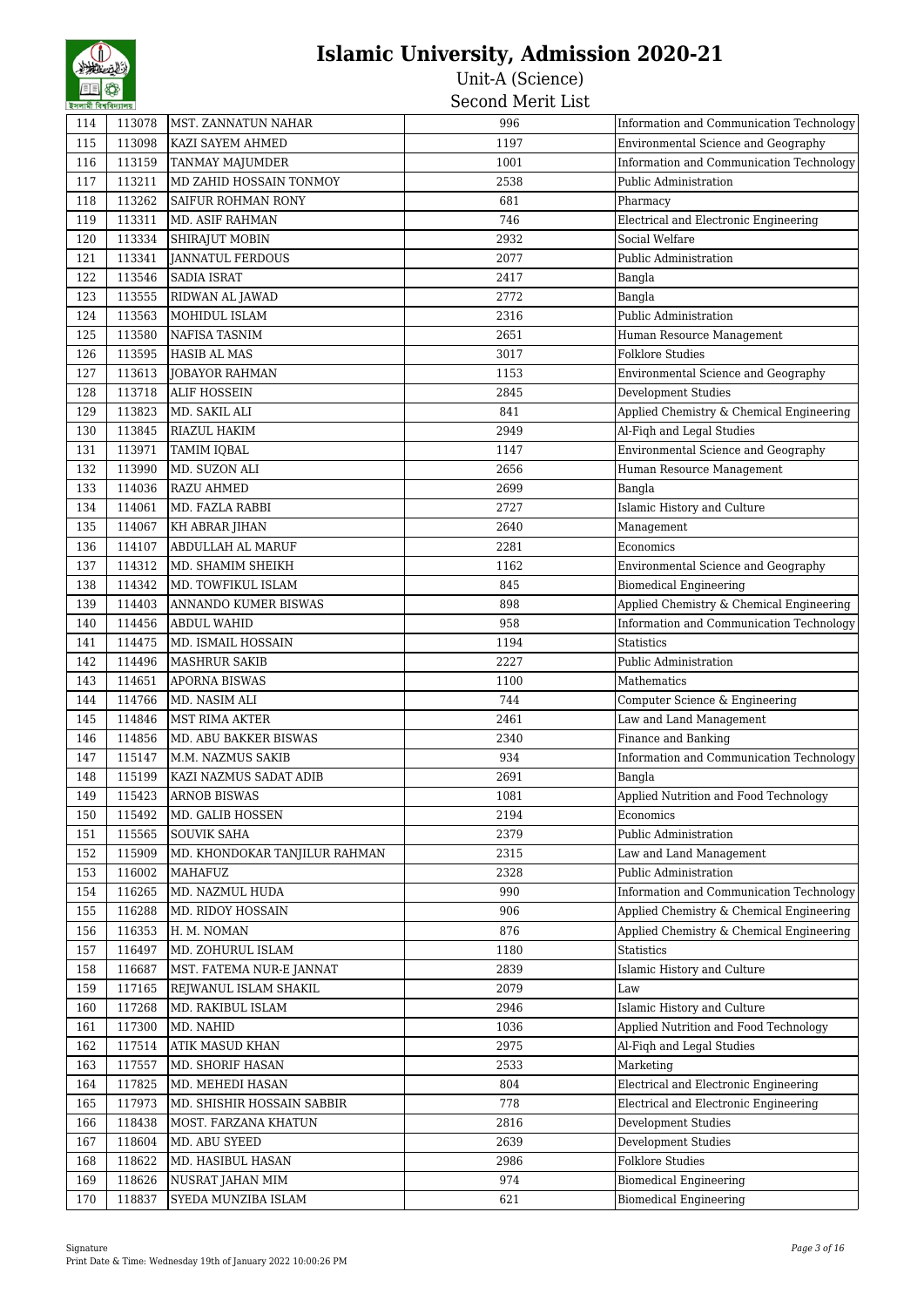# Islamic University, Admission 2020-21

Unit-A (Science)

Second Merit List

| 114 | 113078 | MST. ZANNATUN NAHAR | 996 | Information and Communication Technology |
|---|---|---|---|---|
| 115 | 113098 | KAZI SAYEM AHMED | 1197 | Environmental Science and Geography |
| 116 | 113159 | TANMAY MAJUMDER | 1001 | Information and Communication Technology |
| 117 | 113211 | MD ZAHID HOSSAIN TONMOY | 2538 | Public Administration |
| 118 | 113262 | SAIFUR ROHMAN RONY | 681 | Pharmacy |
| 119 | 113311 | MD. ASIF RAHMAN | 746 | Electrical and Electronic Engineering |
| 120 | 113334 | SHIRAJUT MOBIN | 2932 | Social Welfare |
| 121 | 113341 | JANNATUL FERDOUS | 2077 | Public Administration |
| 122 | 113546 | SADIA ISRAT | 2417 | Bangla |
| 123 | 113555 | RIDWAN AL JAWAD | 2772 | Bangla |
| 124 | 113563 | MOHIDUL ISLAM | 2316 | Public Administration |
| 125 | 113580 | NAFISA TASNIM | 2651 | Human Resource Management |
| 126 | 113595 | HASIB AL MAS | 3017 | Folklore Studies |
| 127 | 113613 | JOBAYOR RAHMAN | 1153 | Environmental Science and Geography |
| 128 | 113718 | ALIF HOSSEIN | 2845 | Development Studies |
| 129 | 113823 | MD. SAKIL ALI | 841 | Applied Chemistry & Chemical Engineering |
| 130 | 113845 | RIAZUL HAKIM | 2949 | Al-Fiqh and Legal Studies |
| 131 | 113971 | TAMIM IQBAL | 1147 | Environmental Science and Geography |
| 132 | 113990 | MD. SUZON ALI | 2656 | Human Resource Management |
| 133 | 114036 | RAZU AHMED | 2699 | Bangla |
| 134 | 114061 | MD. FAZLA RABBI | 2727 | Islamic History and Culture |
| 135 | 114067 | KH ABRAR JIHAN | 2640 | Management |
| 136 | 114107 | ABDULLAH AL MARUF | 2281 | Economics |
| 137 | 114312 | MD. SHAMIM SHEIKH | 1162 | Environmental Science and Geography |
| 138 | 114342 | MD. TOWFIKUL ISLAM | 845 | Biomedical Engineering |
| 139 | 114403 | ANNANDO KUMER BISWAS | 898 | Applied Chemistry & Chemical Engineering |
| 140 | 114456 | ABDUL WAHID | 958 | Information and Communication Technology |
| 141 | 114475 | MD. ISMAIL HOSSAIN | 1194 | Statistics |
| 142 | 114496 | MASHRUR SAKIB | 2227 | Public Administration |
| 143 | 114651 | APORNA BISWAS | 1100 | Mathematics |
| 144 | 114766 | MD. NASIM ALI | 744 | Computer Science & Engineering |
| 145 | 114846 | MST RIMA AKTER | 2461 | Law and Land Management |
| 146 | 114856 | MD. ABU BAKKER BISWAS | 2340 | Finance and Banking |
| 147 | 115147 | M.M. NAZMUS SAKIB | 934 | Information and Communication Technology |
| 148 | 115199 | KAZI NAZMUS SADAT ADIB | 2691 | Bangla |
| 149 | 115423 | ARNOB BISWAS | 1081 | Applied Nutrition and Food Technology |
| 150 | 115492 | MD. GALIB HOSSEN | 2194 | Economics |
| 151 | 115565 | SOUVIK SAHA | 2379 | Public Administration |
| 152 | 115909 | MD. KHONDOKAR TANJILUR RAHMAN | 2315 | Law and Land Management |
| 153 | 116002 | MAHAFUZ | 2328 | Public Administration |
| 154 | 116265 | MD. NAZMUL HUDA | 990 | Information and Communication Technology |
| 155 | 116288 | MD. RIDOY HOSSAIN | 906 | Applied Chemistry & Chemical Engineering |
| 156 | 116353 | H. M. NOMAN | 876 | Applied Chemistry & Chemical Engineering |
| 157 | 116497 | MD. ZOHURUL ISLAM | 1180 | Statistics |
| 158 | 116687 | MST. FATEMA NUR-E JANNAT | 2839 | Islamic History and Culture |
| 159 | 117165 | REJWANUL ISLAM SHAKIL | 2079 | Law |
| 160 | 117268 | MD. RAKIBUL ISLAM | 2946 | Islamic History and Culture |
| 161 | 117300 | MD. NAHID | 1036 | Applied Nutrition and Food Technology |
| 162 | 117514 | ATIK MASUD KHAN | 2975 | Al-Fiqh and Legal Studies |
| 163 | 117557 | MD. SHORIF HASAN | 2533 | Marketing |
| 164 | 117825 | MD. MEHEDI HASAN | 804 | Electrical and Electronic Engineering |
| 165 | 117973 | MD. SHISHIR HOSSAIN SABBIR | 778 | Electrical and Electronic Engineering |
| 166 | 118438 | MOST. FARZANA KHATUN | 2816 | Development Studies |
| 167 | 118604 | MD. ABU SYEED | 2639 | Development Studies |
| 168 | 118622 | MD. HASIBUL HASAN | 2986 | Folklore Studies |
| 169 | 118626 | NUSRAT JAHAN MIM | 974 | Biomedical Engineering |
| 170 | 118837 | SYEDA MUNZIBA ISLAM | 621 | Biomedical Engineering |

Signature

Print Date & Time: Wednesday 19th of January 2022 10:00:26 PM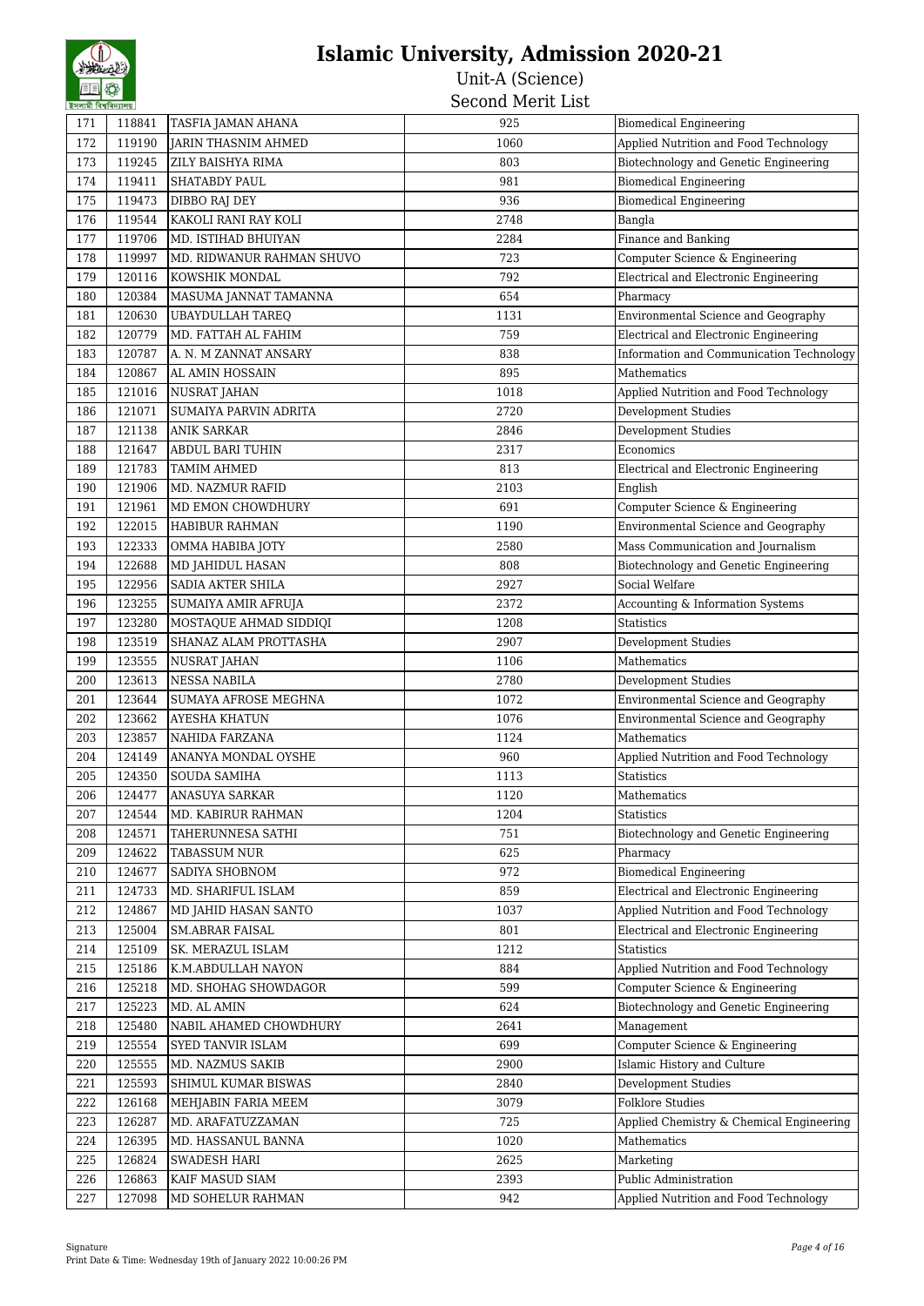# Islamic University, Admission 2020-21

Unit-A (Science)

Second Merit List

| 171 | 118841 | TASFIA JAMAN AHANA | 925 | Biomedical Engineering |
|---|---|---|---|---|
| 172 | 119190 | JARIN THASNIM AHMED | 1060 | Applied Nutrition and Food Technology |
| 173 | 119245 | ZILY BAISHYA RIMA | 803 | Biotechnology and Genetic Engineering |
| 174 | 119411 | SHATABDY PAUL | 981 | Biomedical Engineering |
| 175 | 119473 | DIBBO RAJ DEY | 936 | Biomedical Engineering |
| 176 | 119544 | KAKOLI RANI RAY KOLI | 2748 | Bangla |
| 177 | 119706 | MD. ISTIHAD BHUIYAN | 2284 | Finance and Banking |
| 178 | 119997 | MD. RIDWANUR RAHMAN SHUVO | 723 | Computer Science & Engineering |
| 179 | 120116 | KOWSHIK MONDAL | 792 | Electrical and Electronic Engineering |
| 180 | 120384 | MASUMA JANNAT TAMANNA | 654 | Pharmacy |
| 181 | 120630 | UBAYDULLAH TAREQ | 1131 | Environmental Science and Geography |
| 182 | 120779 | MD. FATTAH AL FAHIM | 759 | Electrical and Electronic Engineering |
| 183 | 120787 | A. N. M ZANNAT ANSARY | 838 | Information and Communication Technology |
| 184 | 120867 | AL AMIN HOSSAIN | 895 | Mathematics |
| 185 | 121016 | NUSRAT JAHAN | 1018 | Applied Nutrition and Food Technology |
| 186 | 121071 | SUMAIYA PARVIN ADRITA | 2720 | Development Studies |
| 187 | 121138 | ANIK SARKAR | 2846 | Development Studies |
| 188 | 121647 | ABDUL BARI TUHIN | 2317 | Economics |
| 189 | 121783 | TAMIM AHMED | 813 | Electrical and Electronic Engineering |
| 190 | 121906 | MD. NAZMUR RAFID | 2103 | English |
| 191 | 121961 | MD EMON CHOWDHURY | 691 | Computer Science & Engineering |
| 192 | 122015 | HABIBUR RAHMAN | 1190 | Environmental Science and Geography |
| 193 | 122333 | OMMA HABIBA JOTY | 2580 | Mass Communication and Journalism |
| 194 | 122688 | MD JAHIDUL HASAN | 808 | Biotechnology and Genetic Engineering |
| 195 | 122956 | SADIA AKTER SHILA | 2927 | Social Welfare |
| 196 | 123255 | SUMAIYA AMIR AFRUJA | 2372 | Accounting & Information Systems |
| 197 | 123280 | MOSTAQUE AHMAD SIDDIQI | 1208 | Statistics |
| 198 | 123519 | SHANAZ ALAM PROTTASHA | 2907 | Development Studies |
| 199 | 123555 | NUSRAT JAHAN | 1106 | Mathematics |
| 200 | 123613 | NESSA NABILA | 2780 | Development Studies |
| 201 | 123644 | SUMAYA AFROSE MEGHNA | 1072 | Environmental Science and Geography |
| 202 | 123662 | AYESHA KHATUN | 1076 | Environmental Science and Geography |
| 203 | 123857 | NAHIDA FARZANA | 1124 | Mathematics |
| 204 | 124149 | ANANYA MONDAL OYSHE | 960 | Applied Nutrition and Food Technology |
| 205 | 124350 | SOUDA SAMIHA | 1113 | Statistics |
| 206 | 124477 | ANASUYA SARKAR | 1120 | Mathematics |
| 207 | 124544 | MD. KABIRUR RAHMAN | 1204 | Statistics |
| 208 | 124571 | TAHERUNNESA SATHI | 751 | Biotechnology and Genetic Engineering |
| 209 | 124622 | TABASSUM NUR | 625 | Pharmacy |
| 210 | 124677 | SADIYA SHOBNOM | 972 | Biomedical Engineering |
| 211 | 124733 | MD. SHARIFUL ISLAM | 859 | Electrical and Electronic Engineering |
| 212 | 124867 | MD JAHID HASAN SANTO | 1037 | Applied Nutrition and Food Technology |
| 213 | 125004 | SM.ABRAR FAISAL | 801 | Electrical and Electronic Engineering |
| 214 | 125109 | SK. MERAZUL ISLAM | 1212 | Statistics |
| 215 | 125186 | K.M.ABDULLAH NAYON | 884 | Applied Nutrition and Food Technology |
| 216 | 125218 | MD. SHOHAG SHOWDAGOR | 599 | Computer Science & Engineering |
| 217 | 125223 | MD. AL AMIN | 624 | Biotechnology and Genetic Engineering |
| 218 | 125480 | NABIL AHAMED CHOWDHURY | 2641 | Management |
| 219 | 125554 | SYED TANVIR ISLAM | 699 | Computer Science & Engineering |
| 220 | 125555 | MD. NAZMUS SAKIB | 2900 | Islamic History and Culture |
| 221 | 125593 | SHIMUL KUMAR BISWAS | 2840 | Development Studies |
| 222 | 126168 | MEHJABIN FARIA MEEM | 3079 | Folklore Studies |
| 223 | 126287 | MD. ARAFATUZZAMAN | 725 | Applied Chemistry & Chemical Engineering |
| 224 | 126395 | MD. HASSANUL BANNA | 1020 | Mathematics |
| 225 | 126824 | SWADESH HARI | 2625 | Marketing |
| 226 | 126863 | KAIF MASUD SIAM | 2393 | Public Administration |
| 227 | 127098 | MD SOHELUR RAHMAN | 942 | Applied Nutrition and Food Technology |

Signature

Print Date & Time: Wednesday 19th of January 2022 10:00:26 PM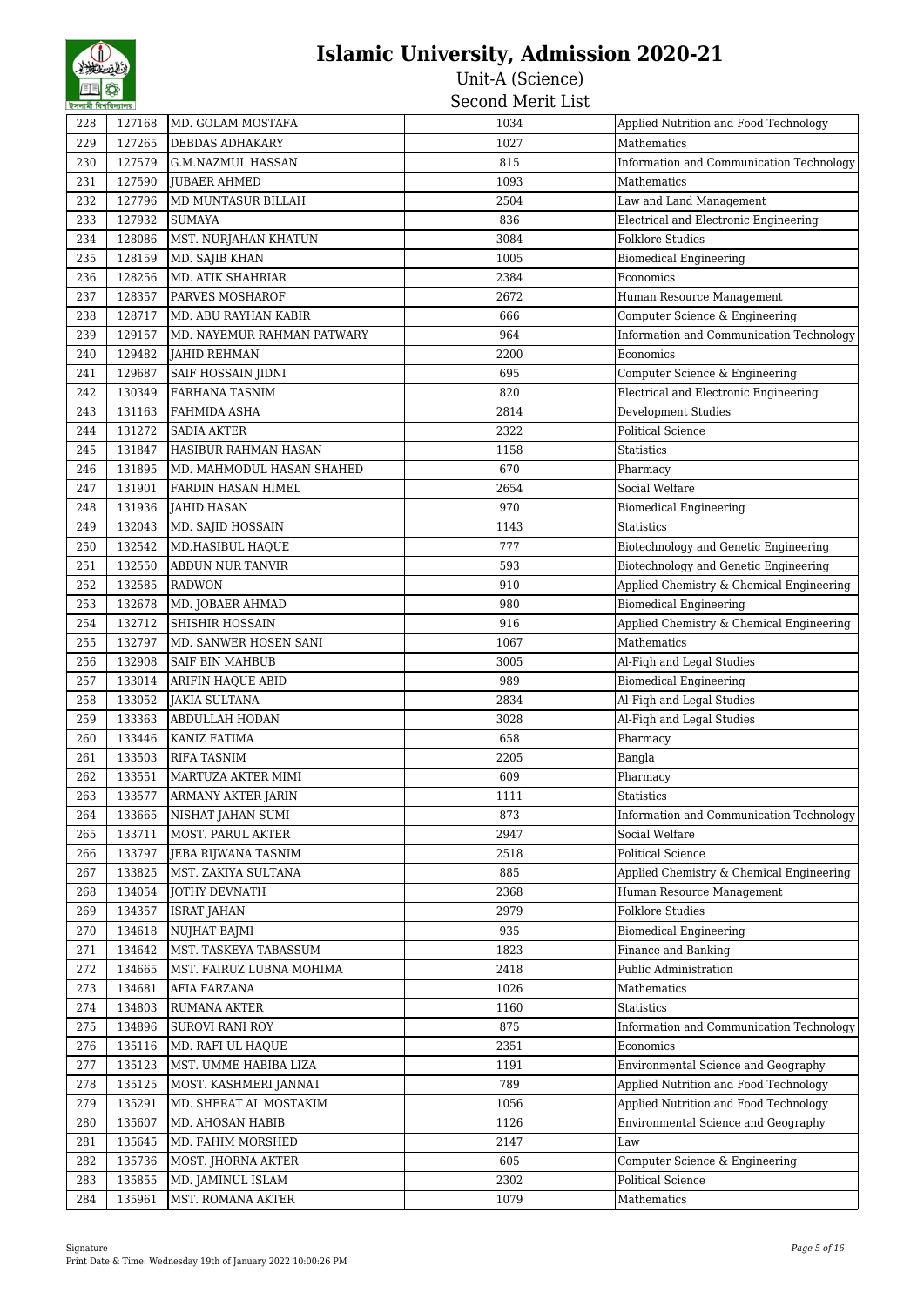# Islamic University, Admission 2020-21

Unit-A (Science)

Second Merit List

| 228 | 127168 | MD. GOLAM MOSTAFA | 1034 | Applied Nutrition and Food Technology |
|---|---|---|---|---|
| 229 | 127265 | DEBDAS ADHAKARY | 1027 | Mathematics |
| 230 | 127579 | G.M.NAZMUL HASSAN | 815 | Information and Communication Technology |
| 231 | 127590 | JUBAER AHMED | 1093 | Mathematics |
| 232 | 127796 | MD MUNTASUR BILLAH | 2504 | Law and Land Management |
| 233 | 127932 | SUMAYA | 836 | Electrical and Electronic Engineering |
| 234 | 128086 | MST. NURJAHAN KHATUN | 3084 | Folklore Studies |
| 235 | 128159 | MD. SAJIB KHAN | 1005 | Biomedical Engineering |
| 236 | 128256 | MD. ATIK SHAHRIAR | 2384 | Economics |
| 237 | 128357 | PARVES MOSHAROF | 2672 | Human Resource Management |
| 238 | 128717 | MD. ABU RAYHAN KABIR | 666 | Computer Science & Engineering |
| 239 | 129157 | MD. NAYEMUR RAHMAN PATWARY | 964 | Information and Communication Technology |
| 240 | 129482 | JAHID REHMAN | 2200 | Economics |
| 241 | 129687 | SAIF HOSSAIN JIDNI | 695 | Computer Science & Engineering |
| 242 | 130349 | FARHANA TASNIM | 820 | Electrical and Electronic Engineering |
| 243 | 131163 | FAHMIDA ASHA | 2814 | Development Studies |
| 244 | 131272 | SADIA AKTER | 2322 | Political Science |
| 245 | 131847 | HASIBUR RAHMAN HASAN | 1158 | Statistics |
| 246 | 131895 | MD. MAHMODUL HASAN SHAHED | 670 | Pharmacy |
| 247 | 131901 | FARDIN HASAN HIMEL | 2654 | Social Welfare |
| 248 | 131936 | JAHID HASAN | 970 | Biomedical Engineering |
| 249 | 132043 | MD. SAJID HOSSAIN | 1143 | Statistics |
| 250 | 132542 | MD.HASIBUL HAQUE | 777 | Biotechnology and Genetic Engineering |
| 251 | 132550 | ABDUN NUR TANVIR | 593 | Biotechnology and Genetic Engineering |
| 252 | 132585 | RADWON | 910 | Applied Chemistry & Chemical Engineering |
| 253 | 132678 | MD. JOBAER AHMAD | 980 | Biomedical Engineering |
| 254 | 132712 | SHISHIR HOSSAIN | 916 | Applied Chemistry & Chemical Engineering |
| 255 | 132797 | MD. SANWER HOSEN SANI | 1067 | Mathematics |
| 256 | 132908 | SAIF BIN MAHBUB | 3005 | Al-Fiqh and Legal Studies |
| 257 | 133014 | ARIFIN HAQUE ABID | 989 | Biomedical Engineering |
| 258 | 133052 | JAKIA SULTANA | 2834 | Al-Fiqh and Legal Studies |
| 259 | 133363 | ABDULLAH HODAN | 3028 | Al-Fiqh and Legal Studies |
| 260 | 133446 | KANIZ FATIMA | 658 | Pharmacy |
| 261 | 133503 | RIFA TASNIM | 2205 | Bangla |
| 262 | 133551 | MARTUZA AKTER MIMI | 609 | Pharmacy |
| 263 | 133577 | ARMANY AKTER JARIN | 1111 | Statistics |
| 264 | 133665 | NISHAT JAHAN SUMI | 873 | Information and Communication Technology |
| 265 | 133711 | MOST. PARUL AKTER | 2947 | Social Welfare |
| 266 | 133797 | JEBA RIJWANA TASNIM | 2518 | Political Science |
| 267 | 133825 | MST. ZAKIYA SULTANA | 885 | Applied Chemistry & Chemical Engineering |
| 268 | 134054 | JOTHY DEVNATH | 2368 | Human Resource Management |
| 269 | 134357 | ISRAT JAHAN | 2979 | Folklore Studies |
| 270 | 134618 | NUJHAT BAJMI | 935 | Biomedical Engineering |
| 271 | 134642 | MST. TASKEYA TABASSUM | 1823 | Finance and Banking |
| 272 | 134665 | MST. FAIRUZ LUBNA MOHIMA | 2418 | Public Administration |
| 273 | 134681 | AFIA FARZANA | 1026 | Mathematics |
| 274 | 134803 | RUMANA AKTER | 1160 | Statistics |
| 275 | 134896 | SUROVI RANI ROY | 875 | Information and Communication Technology |
| 276 | 135116 | MD. RAFI UL HAQUE | 2351 | Economics |
| 277 | 135123 | MST. UMME HABIBA LIZA | 1191 | Environmental Science and Geography |
| 278 | 135125 | MOST. KASHMERI JANNAT | 789 | Applied Nutrition and Food Technology |
| 279 | 135291 | MD. SHERAT AL MOSTAKIM | 1056 | Applied Nutrition and Food Technology |
| 280 | 135607 | MD. AHOSAN HABIB | 1126 | Environmental Science and Geography |
| 281 | 135645 | MD. FAHIM MORSHED | 2147 | Law |
| 282 | 135736 | MOST. JHORNA AKTER | 605 | Computer Science & Engineering |
| 283 | 135855 | MD. JAMINUL ISLAM | 2302 | Political Science |
| 284 | 135961 | MST. ROMANA AKTER | 1079 | Mathematics |

Signature

Print Date & Time: Wednesday 19th of January 2022 10:00:26 PM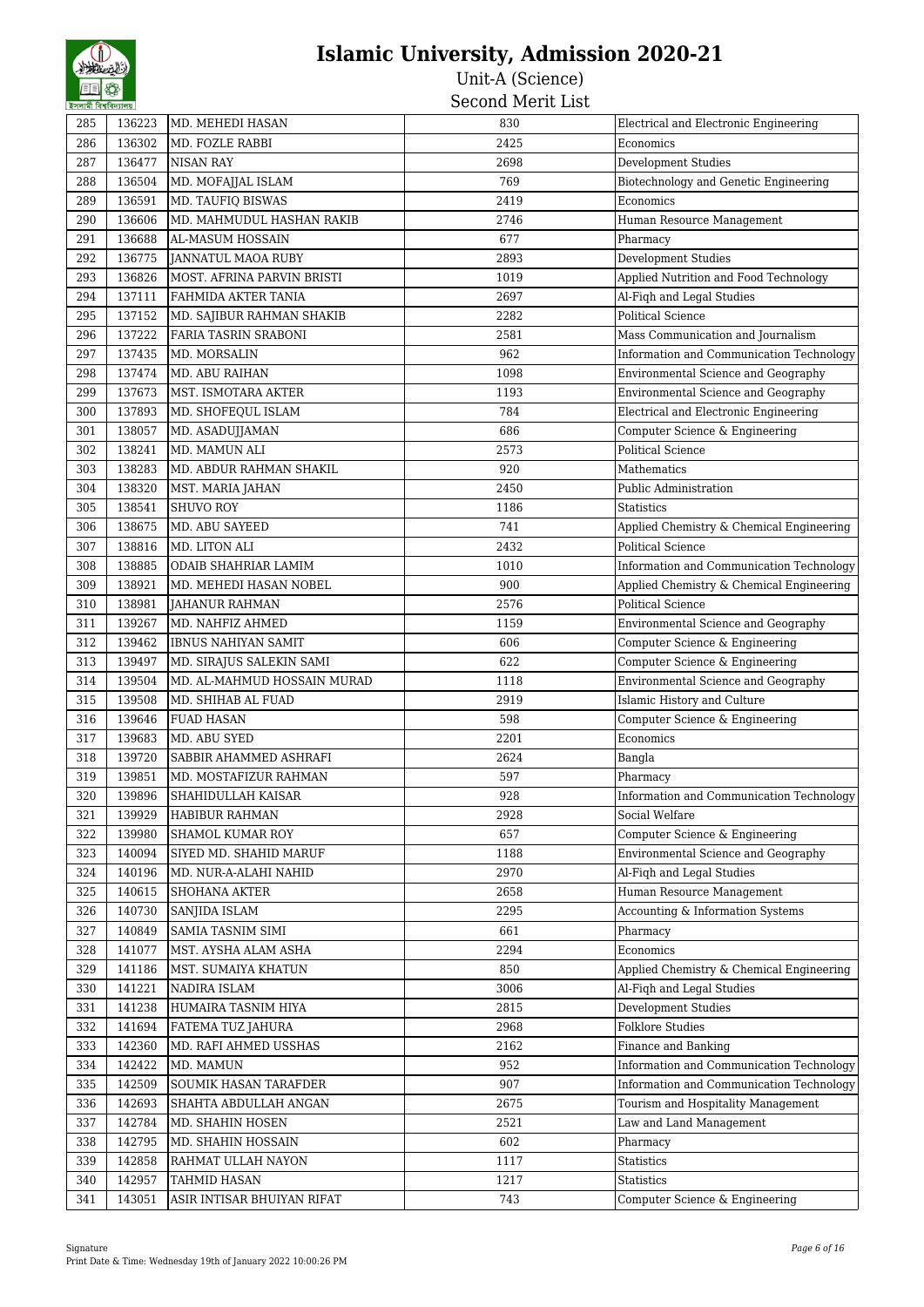# Islamic University, Admission 2020-21

## Unit-A (Science)

### Second Merit List

| | | | | |
|---|---|---|---|---|
| 285 | 136223 | MD. MEHEDI HASAN | 830 | Electrical and Electronic Engineering |
| 286 | 136302 | MD. FOZLE RABBI | 2425 | Economics |
| 287 | 136477 | NISAN RAY | 2698 | Development Studies |
| 288 | 136504 | MD. MOFAJJAL ISLAM | 769 | Biotechnology and Genetic Engineering |
| 289 | 136591 | MD. TAUFIQ BISWAS | 2419 | Economics |
| 290 | 136606 | MD. MAHMUDUL HASHAN RAKIB | 2746 | Human Resource Management |
| 291 | 136688 | AL-MASUM HOSSAIN | 677 | Pharmacy |
| 292 | 136775 | JANNATUL MAOA RUBY | 2893 | Development Studies |
| 293 | 136826 | MOST. AFRINA PARVIN BRISTI | 1019 | Applied Nutrition and Food Technology |
| 294 | 137111 | FAHMIDA AKTER TANIA | 2697 | Al-Fiqh and Legal Studies |
| 295 | 137152 | MD. SAJIBUR RAHMAN SHAKIB | 2282 | Political Science |
| 296 | 137222 | FARIA TASRIN SRABONI | 2581 | Mass Communication and Journalism |
| 297 | 137435 | MD. MORSALIN | 962 | Information and Communication Technology |
| 298 | 137474 | MD. ABU RAIHAN | 1098 | Environmental Science and Geography |
| 299 | 137673 | MST. ISMOTARA AKTER | 1193 | Environmental Science and Geography |
| 300 | 137893 | MD. SHOFEQUL ISLAM | 784 | Electrical and Electronic Engineering |
| 301 | 138057 | MD. ASADUJJAMAN | 686 | Computer Science & Engineering |
| 302 | 138241 | MD. MAMUN ALI | 2573 | Political Science |
| 303 | 138283 | MD. ABDUR RAHMAN SHAKIL | 920 | Mathematics |
| 304 | 138320 | MST. MARIA JAHAN | 2450 | Public Administration |
| 305 | 138541 | SHUVO ROY | 1186 | Statistics |
| 306 | 138675 | MD. ABU SAYEED | 741 | Applied Chemistry & Chemical Engineering |
| 307 | 138816 | MD. LITON ALI | 2432 | Political Science |
| 308 | 138885 | ODAIB SHAHRIAR LAMIM | 1010 | Information and Communication Technology |
| 309 | 138921 | MD. MEHEDI HASAN NOBEL | 900 | Applied Chemistry & Chemical Engineering |
| 310 | 138981 | JAHANUR RAHMAN | 2576 | Political Science |
| 311 | 139267 | MD. NAHFIZ AHMED | 1159 | Environmental Science and Geography |
| 312 | 139462 | IBNUS NAHIYAN SAMIT | 606 | Computer Science & Engineering |
| 313 | 139497 | MD. SIRAJUS SALEKIN SAMI | 622 | Computer Science & Engineering |
| 314 | 139504 | MD. AL-MAHMUD HOSSAIN MURAD | 1118 | Environmental Science and Geography |
| 315 | 139508 | MD. SHIHAB AL FUAD | 2919 | Islamic History and Culture |
| 316 | 139646 | FUAD HASAN | 598 | Computer Science & Engineering |
| 317 | 139683 | MD. ABU SYED | 2201 | Economics |
| 318 | 139720 | SABBIR AHAMMED ASHRAFI | 2624 | Bangla |
| 319 | 139851 | MD. MOSTAFIZUR RAHMAN | 597 | Pharmacy |
| 320 | 139896 | SHAHIDULLAH KAISAR | 928 | Information and Communication Technology |
| 321 | 139929 | HABIBUR RAHMAN | 2928 | Social Welfare |
| 322 | 139980 | SHAMOL KUMAR ROY | 657 | Computer Science & Engineering |
| 323 | 140094 | SIYED MD. SHAHID MARUF | 1188 | Environmental Science and Geography |
| 324 | 140196 | MD. NUR-A-ALAHI NAHID | 2970 | Al-Fiqh and Legal Studies |
| 325 | 140615 | SHOHANA AKTER | 2658 | Human Resource Management |
| 326 | 140730 | SANJIDA ISLAM | 2295 | Accounting & Information Systems |
| 327 | 140849 | SAMIA TASNIM SIMI | 661 | Pharmacy |
| 328 | 141077 | MST. AYSHA ALAM ASHA | 2294 | Economics |
| 329 | 141186 | MST. SUMAIYA KHATUN | 850 | Applied Chemistry & Chemical Engineering |
| 330 | 141221 | NADIRA ISLAM | 3006 | Al-Fiqh and Legal Studies |
| 331 | 141238 | HUMAIRA TASNIM HIYA | 2815 | Development Studies |
| 332 | 141694 | FATEMA TUZ JAHURA | 2968 | Folklore Studies |
| 333 | 142360 | MD. RAFI AHMED USSHAS | 2162 | Finance and Banking |
| 334 | 142422 | MD. MAMUN | 952 | Information and Communication Technology |
| 335 | 142509 | SOUMIK HASAN TARAFDER | 907 | Information and Communication Technology |
| 336 | 142693 | SHAHTA ABDULLAH ANGAN | 2675 | Tourism and Hospitality Management |
| 337 | 142784 | MD. SHAHIN HOSEN | 2521 | Law and Land Management |
| 338 | 142795 | MD. SHAHIN HOSSAIN | 602 | Pharmacy |
| 339 | 142858 | RAHMAT ULLAH NAYON | 1117 | Statistics |
| 340 | 142957 | TAHMID HASAN | 1217 | Statistics |
| 341 | 143051 | ASIR INTISAR BHUIYAN RIFAT | 743 | Computer Science & Engineering |

Signature

Print Date & Time: Wednesday 19th of January 2022 10:00:26 PM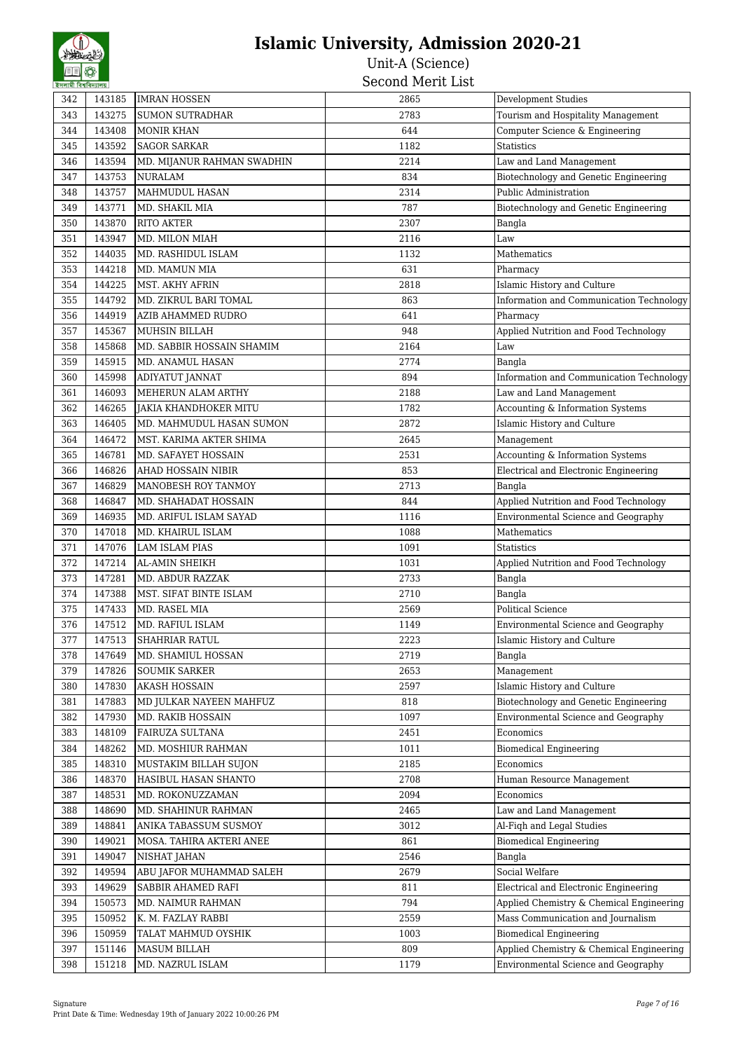# Islamic University, Admission 2020-21

Unit-A (Science)

Second Merit List

| 342 | 143185 | IMRAN HOSSEN | 2865 | Development Studies |
|---|---|---|---|---|
| 343 | 143275 | SUMON SUTRADHAR | 2783 | Tourism and Hospitality Management |
| 344 | 143408 | MONIR KHAN | 644 | Computer Science & Engineering |
| 345 | 143592 | SAGOR SARKAR | 1182 | Statistics |
| 346 | 143594 | MD. MIJANUR RAHMAN SWADHIN | 2214 | Law and Land Management |
| 347 | 143753 | NURALAM | 834 | Biotechnology and Genetic Engineering |
| 348 | 143757 | MAHMUDUL HASAN | 2314 | Public Administration |
| 349 | 143771 | MD. SHAKIL MIA | 787 | Biotechnology and Genetic Engineering |
| 350 | 143870 | RITO AKTER | 2307 | Bangla |
| 351 | 143947 | MD. MILON MIAH | 2116 | Law |
| 352 | 144035 | MD. RASHIDUL ISLAM | 1132 | Mathematics |
| 353 | 144218 | MD. MAMUN MIA | 631 | Pharmacy |
| 354 | 144225 | MST. AKHY AFRIN | 2818 | Islamic History and Culture |
| 355 | 144792 | MD. ZIKRUL BARI TOMAL | 863 | Information and Communication Technology |
| 356 | 144919 | AZIB AHAMMED RUDRO | 641 | Pharmacy |
| 357 | 145367 | MUHSIN BILLAH | 948 | Applied Nutrition and Food Technology |
| 358 | 145868 | MD. SABBIR HOSSAIN SHAMIM | 2164 | Law |
| 359 | 145915 | MD. ANAMUL HASAN | 2774 | Bangla |
| 360 | 145998 | ADIYATUT JANNAT | 894 | Information and Communication Technology |
| 361 | 146093 | MEHERUN ALAM ARTHY | 2188 | Law and Land Management |
| 362 | 146265 | JAKIA KHANDHOKER MITU | 1782 | Accounting & Information Systems |
| 363 | 146405 | MD. MAHMUDUL HASAN SUMON | 2872 | Islamic History and Culture |
| 364 | 146472 | MST. KARIMA AKTER SHIMA | 2645 | Management |
| 365 | 146781 | MD. SAFAYET HOSSAIN | 2531 | Accounting & Information Systems |
| 366 | 146826 | AHAD HOSSAIN NIBIR | 853 | Electrical and Electronic Engineering |
| 367 | 146829 | MANOBESH ROY TANMOY | 2713 | Bangla |
| 368 | 146847 | MD. SHAHADAT HOSSAIN | 844 | Applied Nutrition and Food Technology |
| 369 | 146935 | MD. ARIFUL ISLAM SAYAD | 1116 | Environmental Science and Geography |
| 370 | 147018 | MD. KHAIRUL ISLAM | 1088 | Mathematics |
| 371 | 147076 | LAM ISLAM PIAS | 1091 | Statistics |
| 372 | 147214 | AL-AMIN SHEIKH | 1031 | Applied Nutrition and Food Technology |
| 373 | 147281 | MD. ABDUR RAZZAK | 2733 | Bangla |
| 374 | 147388 | MST. SIFAT BINTE ISLAM | 2710 | Bangla |
| 375 | 147433 | MD. RASEL MIA | 2569 | Political Science |
| 376 | 147512 | MD. RAFIUL ISLAM | 1149 | Environmental Science and Geography |
| 377 | 147513 | SHAHRIAR RATUL | 2223 | Islamic History and Culture |
| 378 | 147649 | MD. SHAMIUL HOSSAN | 2719 | Bangla |
| 379 | 147826 | SOUMIK SARKER | 2653 | Management |
| 380 | 147830 | AKASH HOSSAIN | 2597 | Islamic History and Culture |
| 381 | 147883 | MD JULKAR NAYEEN MAHFUZ | 818 | Biotechnology and Genetic Engineering |
| 382 | 147930 | MD. RAKIB HOSSAIN | 1097 | Environmental Science and Geography |
| 383 | 148109 | FAIRUZA SULTANA | 2451 | Economics |
| 384 | 148262 | MD. MOSHIUR RAHMAN | 1011 | Biomedical Engineering |
| 385 | 148310 | MUSTAKIM BILLAH SUJON | 2185 | Economics |
| 386 | 148370 | HASIBUL HASAN SHANTO | 2708 | Human Resource Management |
| 387 | 148531 | MD. ROKONUZZAMAN | 2094 | Economics |
| 388 | 148690 | MD. SHAHINUR RAHMAN | 2465 | Law and Land Management |
| 389 | 148841 | ANIKA TABASSUM SUSMOY | 3012 | Al-Fiqh and Legal Studies |
| 390 | 149021 | MOSA. TAHIRA AKTERI ANEE | 861 | Biomedical Engineering |
| 391 | 149047 | NISHAT JAHAN | 2546 | Bangla |
| 392 | 149594 | ABU JAFOR MUHAMMAD SALEH | 2679 | Social Welfare |
| 393 | 149629 | SABBIR AHAMED RAFI | 811 | Electrical and Electronic Engineering |
| 394 | 150573 | MD. NAIMUR RAHMAN | 794 | Applied Chemistry & Chemical Engineering |
| 395 | 150952 | K. M. FAZLAY RABBI | 2559 | Mass Communication and Journalism |
| 396 | 150959 | TALAT MAHMUD OYSHIK | 1003 | Biomedical Engineering |
| 397 | 151146 | MASUM BILLAH | 809 | Applied Chemistry & Chemical Engineering |
| 398 | 151218 | MD. NAZRUL ISLAM | 1179 | Environmental Science and Geography |

Signature

Print Date & Time: Wednesday 19th of January 2022 10:00:26 PM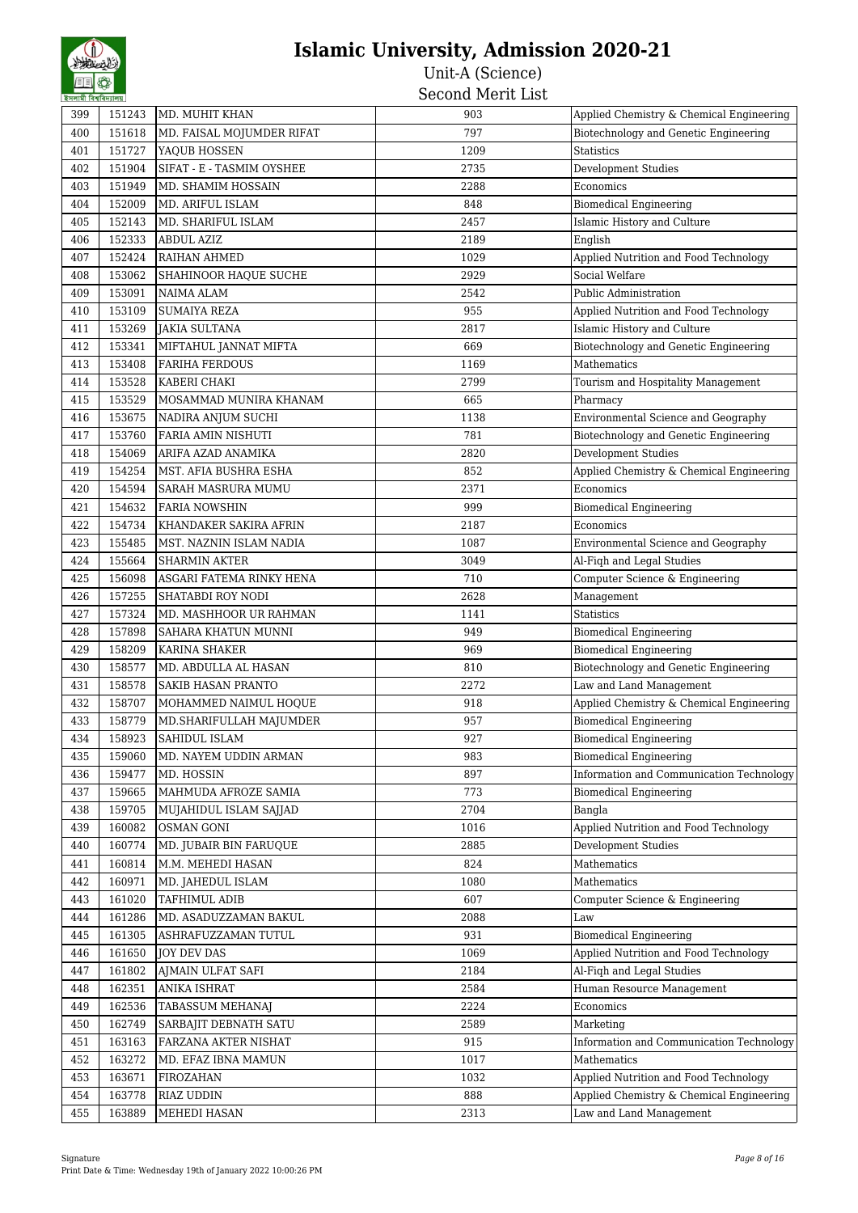# Islamic University, Admission 2020-21

## Unit-A (Science)

## Second Merit List

| | | | | |
|---|---|---|---|---|
| 399 | 151243 | MD. MUHIT KHAN | 903 | Applied Chemistry & Chemical Engineering |
| 400 | 151618 | MD. FAISAL MOJUMDER RIFAT | 797 | Biotechnology and Genetic Engineering |
| 401 | 151727 | YAQUB HOSSEN | 1209 | Statistics |
| 402 | 151904 | SIFAT - E - TASMIM OYSHEE | 2735 | Development Studies |
| 403 | 151949 | MD. SHAMIM HOSSAIN | 2288 | Economics |
| 404 | 152009 | MD. ARIFUL ISLAM | 848 | Biomedical Engineering |
| 405 | 152143 | MD. SHARIFUL ISLAM | 2457 | Islamic History and Culture |
| 406 | 152333 | ABDUL AZIZ | 2189 | English |
| 407 | 152424 | RAIHAN AHMED | 1029 | Applied Nutrition and Food Technology |
| 408 | 153062 | SHAHINOOR HAQUE SUCHE | 2929 | Social Welfare |
| 409 | 153091 | NAIMA ALAM | 2542 | Public Administration |
| 410 | 153109 | SUMAIYA REZA | 955 | Applied Nutrition and Food Technology |
| 411 | 153269 | JAKIA SULTANA | 2817 | Islamic History and Culture |
| 412 | 153341 | MIFTAHUL JANNAT MIFTA | 669 | Biotechnology and Genetic Engineering |
| 413 | 153408 | FARIHA FERDOUS | 1169 | Mathematics |
| 414 | 153528 | KABERI CHAKI | 2799 | Tourism and Hospitality Management |
| 415 | 153529 | MOSAMMAD MUNIRA KHANAM | 665 | Pharmacy |
| 416 | 153675 | NADIRA ANJUM SUCHI | 1138 | Environmental Science and Geography |
| 417 | 153760 | FARIA AMIN NISHUTI | 781 | Biotechnology and Genetic Engineering |
| 418 | 154069 | ARIFA AZAD ANAMIKA | 2820 | Development Studies |
| 419 | 154254 | MST. AFIA BUSHRA ESHA | 852 | Applied Chemistry & Chemical Engineering |
| 420 | 154594 | SARAH MASRURA MUMU | 2371 | Economics |
| 421 | 154632 | FARIA NOWSHIN | 999 | Biomedical Engineering |
| 422 | 154734 | KHANDAKER SAKIRA AFRIN | 2187 | Economics |
| 423 | 155485 | MST. NAZNIN ISLAM NADIA | 1087 | Environmental Science and Geography |
| 424 | 155664 | SHARMIN AKTER | 3049 | Al-Fiqh and Legal Studies |
| 425 | 156098 | ASGARI FATEMA RINKY HENA | 710 | Computer Science & Engineering |
| 426 | 157255 | SHATABDI ROY NODI | 2628 | Management |
| 427 | 157324 | MD. MASHHOOR UR RAHMAN | 1141 | Statistics |
| 428 | 157898 | SAHARA KHATUN MUNNI | 949 | Biomedical Engineering |
| 429 | 158209 | KARINA SHAKER | 969 | Biomedical Engineering |
| 430 | 158577 | MD. ABDULLA AL HASAN | 810 | Biotechnology and Genetic Engineering |
| 431 | 158578 | SAKIB HASAN PRANTO | 2272 | Law and Land Management |
| 432 | 158707 | MOHAMMED NAIMUL HOQUE | 918 | Applied Chemistry & Chemical Engineering |
| 433 | 158779 | MD.SHARIFULLAH MAJUMDER | 957 | Biomedical Engineering |
| 434 | 158923 | SAHIDUL ISLAM | 927 | Biomedical Engineering |
| 435 | 159060 | MD. NAYEM UDDIN ARMAN | 983 | Biomedical Engineering |
| 436 | 159477 | MD. HOSSIN | 897 | Information and Communication Technology |
| 437 | 159665 | MAHMUDA AFROZE SAMIA | 773 | Biomedical Engineering |
| 438 | 159705 | MUJAHIDUL ISLAM SAJJAD | 2704 | Bangla |
| 439 | 160082 | OSMAN GONI | 1016 | Applied Nutrition and Food Technology |
| 440 | 160774 | MD. JUBAIR BIN FARUQUE | 2885 | Development Studies |
| 441 | 160814 | M.M. MEHEDI HASAN | 824 | Mathematics |
| 442 | 160971 | MD. JAHEDUL ISLAM | 1080 | Mathematics |
| 443 | 161020 | TAFHIMUL ADIB | 607 | Computer Science & Engineering |
| 444 | 161286 | MD. ASADUZZAMAN BAKUL | 2088 | Law |
| 445 | 161305 | ASHRAFUZZAMAN TUTUL | 931 | Biomedical Engineering |
| 446 | 161650 | JOY DEV DAS | 1069 | Applied Nutrition and Food Technology |
| 447 | 161802 | AJMAIN ULFAT SAFI | 2184 | Al-Fiqh and Legal Studies |
| 448 | 162351 | ANIKA ISHRAT | 2584 | Human Resource Management |
| 449 | 162536 | TABASSUM MEHANAJ | 2224 | Economics |
| 450 | 162749 | SARBAJIT DEBNATH SATU | 2589 | Marketing |
| 451 | 163163 | FARZANA AKTER NISHAT | 915 | Information and Communication Technology |
| 452 | 163272 | MD. EFAZ IBNA MAMUN | 1017 | Mathematics |
| 453 | 163671 | FIROZAHAN | 1032 | Applied Nutrition and Food Technology |
| 454 | 163778 | RIAZ UDDIN | 888 | Applied Chemistry & Chemical Engineering |
| 455 | 163889 | MEHEDI HASAN | 2313 | Law and Land Management |

Signature

Print Date & Time: Wednesday 19th of January 2022 10:00:26 PM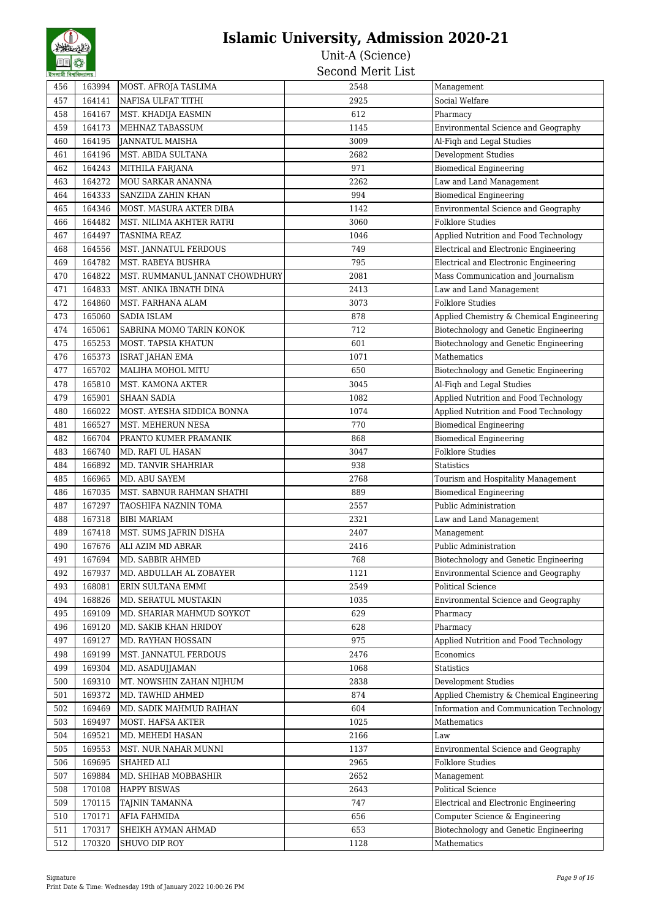# Islamic University, Admission 2020-21

## Unit-A (Science)

### Second Merit List

| | | | | |
|---|---|---|---|---|
| 456 | 163994 | MOST. AFROJA TASLIMA | 2548 | Management |
| 457 | 164141 | NAFISA ULFAT TITHI | 2925 | Social Welfare |
| 458 | 164167 | MST. KHADIJA EASMIN | 612 | Pharmacy |
| 459 | 164173 | MEHNAZ TABASSUM | 1145 | Environmental Science and Geography |
| 460 | 164195 | JANNATUL MAISHA | 3009 | Al-Fiqh and Legal Studies |
| 461 | 164196 | MST. ABIDA SULTANA | 2682 | Development Studies |
| 462 | 164243 | MITHILA FARJANA | 971 | Biomedical Engineering |
| 463 | 164272 | MOU SARKAR ANANNA | 2262 | Law and Land Management |
| 464 | 164333 | SANZIDA ZAHIN KHAN | 994 | Biomedical Engineering |
| 465 | 164346 | MOST. MASURA AKTER DIBA | 1142 | Environmental Science and Geography |
| 466 | 164482 | MST. NILIMA AKHTER RATRI | 3060 | Folklore Studies |
| 467 | 164497 | TASNIMA REAZ | 1046 | Applied Nutrition and Food Technology |
| 468 | 164556 | MST. JANNATUL FERDOUS | 749 | Electrical and Electronic Engineering |
| 469 | 164782 | MST. RABEYA BUSHRA | 795 | Electrical and Electronic Engineering |
| 470 | 164822 | MST. RUMMANUL JANNAT CHOWDHURY | 2081 | Mass Communication and Journalism |
| 471 | 164833 | MST. ANIKA IBNATH DINA | 2413 | Law and Land Management |
| 472 | 164860 | MST. FARHANA ALAM | 3073 | Folklore Studies |
| 473 | 165060 | SADIA ISLAM | 878 | Applied Chemistry & Chemical Engineering |
| 474 | 165061 | SABRINA MOMO TARIN KONOK | 712 | Biotechnology and Genetic Engineering |
| 475 | 165253 | MOST. TAPSIA KHATUN | 601 | Biotechnology and Genetic Engineering |
| 476 | 165373 | ISRAT JAHAN EMA | 1071 | Mathematics |
| 477 | 165702 | MALIHA MOHOL MITU | 650 | Biotechnology and Genetic Engineering |
| 478 | 165810 | MST. KAMONA AKTER | 3045 | Al-Fiqh and Legal Studies |
| 479 | 165901 | SHAAN SADIA | 1082 | Applied Nutrition and Food Technology |
| 480 | 166022 | MOST. AYESHA SIDDICA BONNA | 1074 | Applied Nutrition and Food Technology |
| 481 | 166527 | MST. MEHERUN NESA | 770 | Biomedical Engineering |
| 482 | 166704 | PRANTO KUMER PRAMANIK | 868 | Biomedical Engineering |
| 483 | 166740 | MD. RAFI UL HASAN | 3047 | Folklore Studies |
| 484 | 166892 | MD. TANVIR SHAHRIAR | 938 | Statistics |
| 485 | 166965 | MD. ABU SAYEM | 2768 | Tourism and Hospitality Management |
| 486 | 167035 | MST. SABNUR RAHMAN SHATHI | 889 | Biomedical Engineering |
| 487 | 167297 | TAOSHIFA NAZNIN TOMA | 2557 | Public Administration |
| 488 | 167318 | BIBI MARIAM | 2321 | Law and Land Management |
| 489 | 167418 | MST. SUMS JAFRIN DISHA | 2407 | Management |
| 490 | 167676 | ALI AZIM MD ABRAR | 2416 | Public Administration |
| 491 | 167694 | MD. SABBIR AHMED | 768 | Biotechnology and Genetic Engineering |
| 492 | 167937 | MD. ABDULLAH AL ZOBAYER | 1121 | Environmental Science and Geography |
| 493 | 168081 | ERIN SULTANA EMMI | 2549 | Political Science |
| 494 | 168826 | MD. SERATUL MUSTAKIN | 1035 | Environmental Science and Geography |
| 495 | 169109 | MD. SHARIAR MAHMUD SOYKOT | 629 | Pharmacy |
| 496 | 169120 | MD. SAKIB KHAN HRIDOY | 628 | Pharmacy |
| 497 | 169127 | MD. RAYHAN HOSSAIN | 975 | Applied Nutrition and Food Technology |
| 498 | 169199 | MST. JANNATUL FERDOUS | 2476 | Economics |
| 499 | 169304 | MD. ASADUJJAMAN | 1068 | Statistics |
| 500 | 169310 | MT. NOWSHIN ZAHAN NIJHUM | 2838 | Development Studies |
| 501 | 169372 | MD. TAWHID AHMED | 874 | Applied Chemistry & Chemical Engineering |
| 502 | 169469 | MD. SADIK MAHMUD RAIHAN | 604 | Information and Communication Technology |
| 503 | 169497 | MOST. HAFSA AKTER | 1025 | Mathematics |
| 504 | 169521 | MD. MEHEDI HASAN | 2166 | Law |
| 505 | 169553 | MST. NUR NAHAR MUNNI | 1137 | Environmental Science and Geography |
| 506 | 169695 | SHAHED ALI | 2965 | Folklore Studies |
| 507 | 169884 | MD. SHIHAB MOBBASHIR | 2652 | Management |
| 508 | 170108 | HAPPY BISWAS | 2643 | Political Science |
| 509 | 170115 | TAJNIN TAMANNA | 747 | Electrical and Electronic Engineering |
| 510 | 170171 | AFIA FAHMIDA | 656 | Computer Science & Engineering |
| 511 | 170317 | SHEIKH AYMAN AHMAD | 653 | Biotechnology and Genetic Engineering |
| 512 | 170320 | SHUVO DIP ROY | 1128 | Mathematics |

Signature

Print Date & Time: Wednesday 19th of January 2022 10:00:26 PM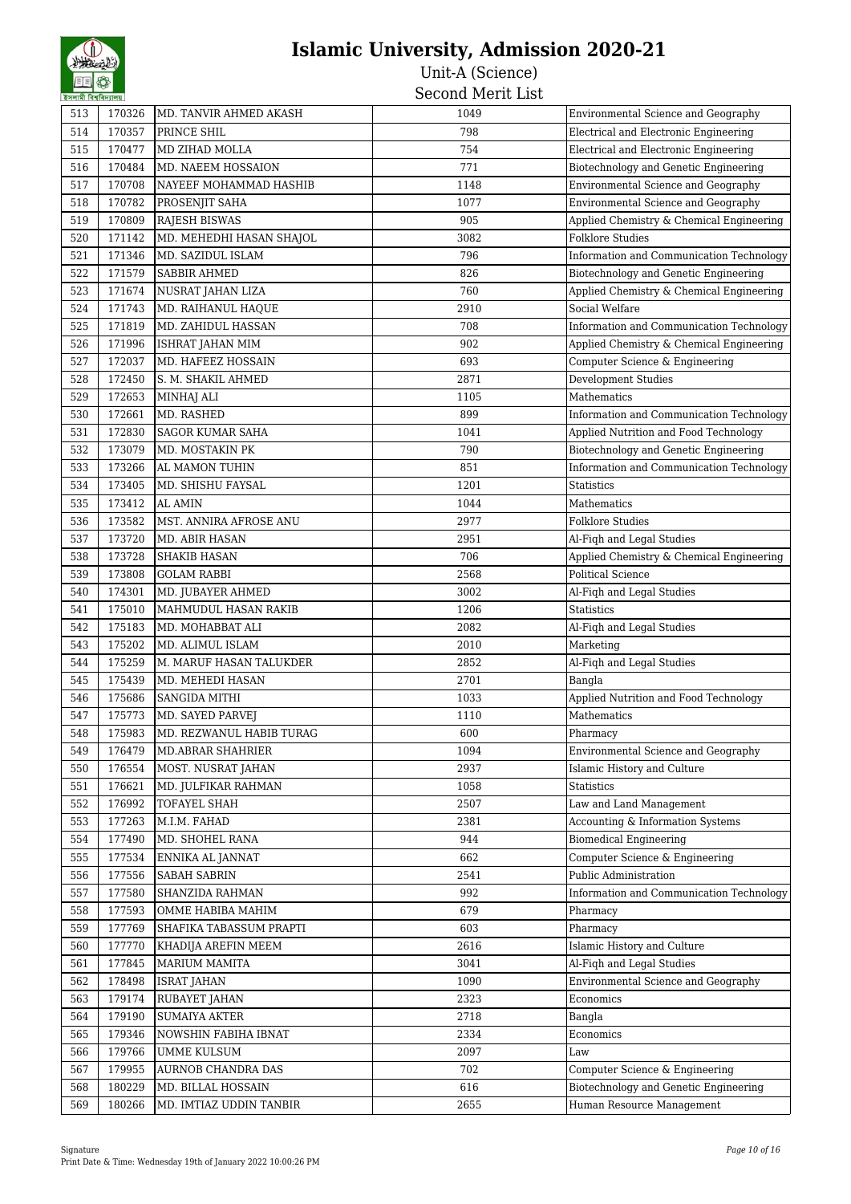# Islamic University, Admission 2020-21

## Unit-A (Science)

### Second Merit List

| | | | | |
|---|---|---|---|---|
| 513 | 170326 | MD. TANVIR AHMED AKASH | 1049 | Environmental Science and Geography |
| 514 | 170357 | PRINCE SHIL | 798 | Electrical and Electronic Engineering |
| 515 | 170477 | MD ZIHAD MOLLA | 754 | Electrical and Electronic Engineering |
| 516 | 170484 | MD. NAEEM HOSSAION | 771 | Biotechnology and Genetic Engineering |
| 517 | 170708 | NAYEEF MOHAMMAD HASHIB | 1148 | Environmental Science and Geography |
| 518 | 170782 | PROSENJIT SAHA | 1077 | Environmental Science and Geography |
| 519 | 170809 | RAJESH BISWAS | 905 | Applied Chemistry & Chemical Engineering |
| 520 | 171142 | MD. MEHEDHI HASAN SHAJOL | 3082 | Folklore Studies |
| 521 | 171346 | MD. SAZIDUL ISLAM | 796 | Information and Communication Technology |
| 522 | 171579 | SABBIR AHMED | 826 | Biotechnology and Genetic Engineering |
| 523 | 171674 | NUSRAT JAHAN LIZA | 760 | Applied Chemistry & Chemical Engineering |
| 524 | 171743 | MD. RAIHANUL HAQUE | 2910 | Social Welfare |
| 525 | 171819 | MD. ZAHIDUL HASSAN | 708 | Information and Communication Technology |
| 526 | 171996 | ISHRAT JAHAN MIM | 902 | Applied Chemistry & Chemical Engineering |
| 527 | 172037 | MD. HAFEEZ HOSSAIN | 693 | Computer Science & Engineering |
| 528 | 172450 | S. M. SHAKIL AHMED | 2871 | Development Studies |
| 529 | 172653 | MINHAJ ALI | 1105 | Mathematics |
| 530 | 172661 | MD. RASHED | 899 | Information and Communication Technology |
| 531 | 172830 | SAGOR KUMAR SAHA | 1041 | Applied Nutrition and Food Technology |
| 532 | 173079 | MD. MOSTAKIN PK | 790 | Biotechnology and Genetic Engineering |
| 533 | 173266 | AL MAMON TUHIN | 851 | Information and Communication Technology |
| 534 | 173405 | MD. SHISHU FAYSAL | 1201 | Statistics |
| 535 | 173412 | AL AMIN | 1044 | Mathematics |
| 536 | 173582 | MST. ANNIRA AFROSE ANU | 2977 | Folklore Studies |
| 537 | 173720 | MD. ABIR HASAN | 2951 | Al-Fiqh and Legal Studies |
| 538 | 173728 | SHAKIB HASAN | 706 | Applied Chemistry & Chemical Engineering |
| 539 | 173808 | GOLAM RABBI | 2568 | Political Science |
| 540 | 174301 | MD. JUBAYER AHMED | 3002 | Al-Fiqh and Legal Studies |
| 541 | 175010 | MAHMUDUL HASAN RAKIB | 1206 | Statistics |
| 542 | 175183 | MD. MOHABBAT ALI | 2082 | Al-Fiqh and Legal Studies |
| 543 | 175202 | MD. ALIMUL ISLAM | 2010 | Marketing |
| 544 | 175259 | M. MARUF HASAN TALUKDER | 2852 | Al-Fiqh and Legal Studies |
| 545 | 175439 | MD. MEHEDI HASAN | 2701 | Bangla |
| 546 | 175686 | SANGIDA MITHI | 1033 | Applied Nutrition and Food Technology |
| 547 | 175773 | MD. SAYED PARVEJ | 1110 | Mathematics |
| 548 | 175983 | MD. REZWANUL HABIB TURAG | 600 | Pharmacy |
| 549 | 176479 | MD.ABRAR SHAHRIER | 1094 | Environmental Science and Geography |
| 550 | 176554 | MOST. NUSRAT JAHAN | 2937 | Islamic History and Culture |
| 551 | 176621 | MD. JULFIKAR RAHMAN | 1058 | Statistics |
| 552 | 176992 | TOFAYEL SHAH | 2507 | Law and Land Management |
| 553 | 177263 | M.I.M. FAHAD | 2381 | Accounting & Information Systems |
| 554 | 177490 | MD. SHOHEL RANA | 944 | Biomedical Engineering |
| 555 | 177534 | ENNIKA AL JANNAT | 662 | Computer Science & Engineering |
| 556 | 177556 | SABAH SABRIN | 2541 | Public Administration |
| 557 | 177580 | SHANZIDA RAHMAN | 992 | Information and Communication Technology |
| 558 | 177593 | OMME HABIBA MAHIM | 679 | Pharmacy |
| 559 | 177769 | SHAFIKA TABASSUM PRAPTI | 603 | Pharmacy |
| 560 | 177770 | KHADIJA AREFIN MEEM | 2616 | Islamic History and Culture |
| 561 | 177845 | MARIUM MAMITA | 3041 | Al-Fiqh and Legal Studies |
| 562 | 178498 | ISRAT JAHAN | 1090 | Environmental Science and Geography |
| 563 | 179174 | RUBAYET JAHAN | 2323 | Economics |
| 564 | 179190 | SUMAIYA AKTER | 2718 | Bangla |
| 565 | 179346 | NOWSHIN FABIHA IBNAT | 2334 | Economics |
| 566 | 179766 | UMME KULSUM | 2097 | Law |
| 567 | 179955 | AURNOB CHANDRA DAS | 702 | Computer Science & Engineering |
| 568 | 180229 | MD. BILLAL HOSSAIN | 616 | Biotechnology and Genetic Engineering |
| 569 | 180266 | MD. IMTIAZ UDDIN TANBIR | 2655 | Human Resource Management |

Signature

Print Date & Time: Wednesday 19th of January 2022 10:00:26 PM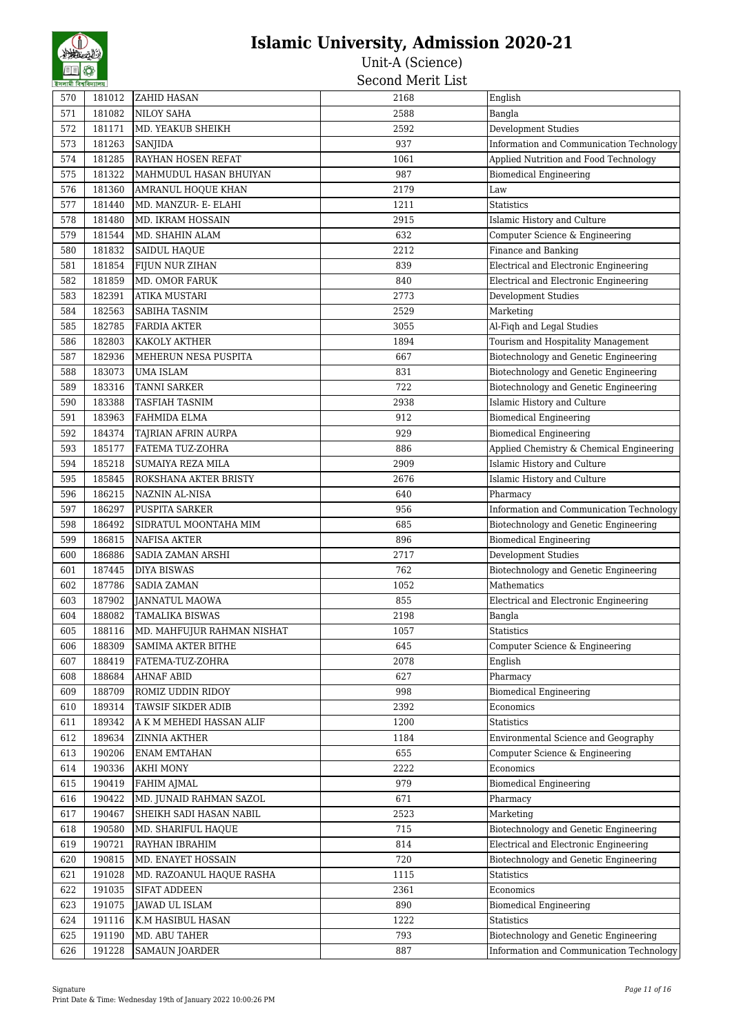# Islamic University, Admission 2020-21

## Unit-A (Science)

### Second Merit List

| 570 | 181012 | ZAHID HASAN | 2168 | English |
|---|---|---|---|---|
| 571 | 181082 | NILOY SAHA | 2588 | Bangla |
| 572 | 181171 | MD. YEAKUB SHEIKH | 2592 | Development Studies |
| 573 | 181263 | SANJIDA | 937 | Information and Communication Technology |
| 574 | 181285 | RAYHAN HOSEN REFAT | 1061 | Applied Nutrition and Food Technology |
| 575 | 181322 | MAHMUDUL HASAN BHUIYAN | 987 | Biomedical Engineering |
| 576 | 181360 | AMRANUL HOQUE KHAN | 2179 | Law |
| 577 | 181440 | MD. MANZUR- E- ELAHI | 1211 | Statistics |
| 578 | 181480 | MD. IKRAM HOSSAIN | 2915 | Islamic History and Culture |
| 579 | 181544 | MD. SHAHIN ALAM | 632 | Computer Science & Engineering |
| 580 | 181832 | SAIDUL HAQUE | 2212 | Finance and Banking |
| 581 | 181854 | FIJUN NUR ZIHAN | 839 | Electrical and Electronic Engineering |
| 582 | 181859 | MD. OMOR FARUK | 840 | Electrical and Electronic Engineering |
| 583 | 182391 | ATIKA MUSTARI | 2773 | Development Studies |
| 584 | 182563 | SABIHA TASNIM | 2529 | Marketing |
| 585 | 182785 | FARDIA AKTER | 3055 | Al-Fiqh and Legal Studies |
| 586 | 182803 | KAKOLY AKTHER | 1894 | Tourism and Hospitality Management |
| 587 | 182936 | MEHERUN NESA PUSPITA | 667 | Biotechnology and Genetic Engineering |
| 588 | 183073 | UMA ISLAM | 831 | Biotechnology and Genetic Engineering |
| 589 | 183316 | TANNI SARKER | 722 | Biotechnology and Genetic Engineering |
| 590 | 183388 | TASFIAH TASNIM | 2938 | Islamic History and Culture |
| 591 | 183963 | FAHMIDA ELMA | 912 | Biomedical Engineering |
| 592 | 184374 | TAJRIAN AFRIN AURPA | 929 | Biomedical Engineering |
| 593 | 185177 | FATEMA TUZ-ZOHRA | 886 | Applied Chemistry & Chemical Engineering |
| 594 | 185218 | SUMAIYA REZA MILA | 2909 | Islamic History and Culture |
| 595 | 185845 | ROKSHANA AKTER BRISTY | 2676 | Islamic History and Culture |
| 596 | 186215 | NAZNIN AL-NISA | 640 | Pharmacy |
| 597 | 186297 | PUSPITA SARKER | 956 | Information and Communication Technology |
| 598 | 186492 | SIDRATUL MOONTAHA MIM | 685 | Biotechnology and Genetic Engineering |
| 599 | 186815 | NAFISA AKTER | 896 | Biomedical Engineering |
| 600 | 186886 | SADIA ZAMAN ARSHI | 2717 | Development Studies |
| 601 | 187445 | DIYA BISWAS | 762 | Biotechnology and Genetic Engineering |
| 602 | 187786 | SADIA ZAMAN | 1052 | Mathematics |
| 603 | 187902 | JANNATUL MAOWA | 855 | Electrical and Electronic Engineering |
| 604 | 188082 | TAMALIKA BISWAS | 2198 | Bangla |
| 605 | 188116 | MD. MAHFUJUR RAHMAN NISHAT | 1057 | Statistics |
| 606 | 188309 | SAMIMA AKTER BITHE | 645 | Computer Science & Engineering |
| 607 | 188419 | FATEMA-TUZ-ZOHRA | 2078 | English |
| 608 | 188684 | AHNAF ABID | 627 | Pharmacy |
| 609 | 188709 | ROMIZ UDDIN RIDOY | 998 | Biomedical Engineering |
| 610 | 189314 | TAWSIF SIKDER ADIB | 2392 | Economics |
| 611 | 189342 | A K M MEHEDI HASSAN ALIF | 1200 | Statistics |
| 612 | 189634 | ZINNIA AKTHER | 1184 | Environmental Science and Geography |
| 613 | 190206 | ENAM EMTAHAN | 655 | Computer Science & Engineering |
| 614 | 190336 | AKHI MONY | 2222 | Economics |
| 615 | 190419 | FAHIM AJMAL | 979 | Biomedical Engineering |
| 616 | 190422 | MD. JUNAID RAHMAN SAZOL | 671 | Pharmacy |
| 617 | 190467 | SHEIKH SADI HASAN NABIL | 2523 | Marketing |
| 618 | 190580 | MD. SHARIFUL HAQUE | 715 | Biotechnology and Genetic Engineering |
| 619 | 190721 | RAYHAN IBRAHIM | 814 | Electrical and Electronic Engineering |
| 620 | 190815 | MD. ENAYET HOSSAIN | 720 | Biotechnology and Genetic Engineering |
| 621 | 191028 | MD. RAZOANUL HAQUE RASHA | 1115 | Statistics |
| 622 | 191035 | SIFAT ADDEEN | 2361 | Economics |
| 623 | 191075 | JAWAD UL ISLAM | 890 | Biomedical Engineering |
| 624 | 191116 | K.M HASIBUL HASAN | 1222 | Statistics |
| 625 | 191190 | MD. ABU TAHER | 793 | Biotechnology and Genetic Engineering |
| 626 | 191228 | SAMAUN JOARDER | 887 | Information and Communication Technology |

Signature

Print Date & Time: Wednesday 19th of January 2022 10:00:26 PM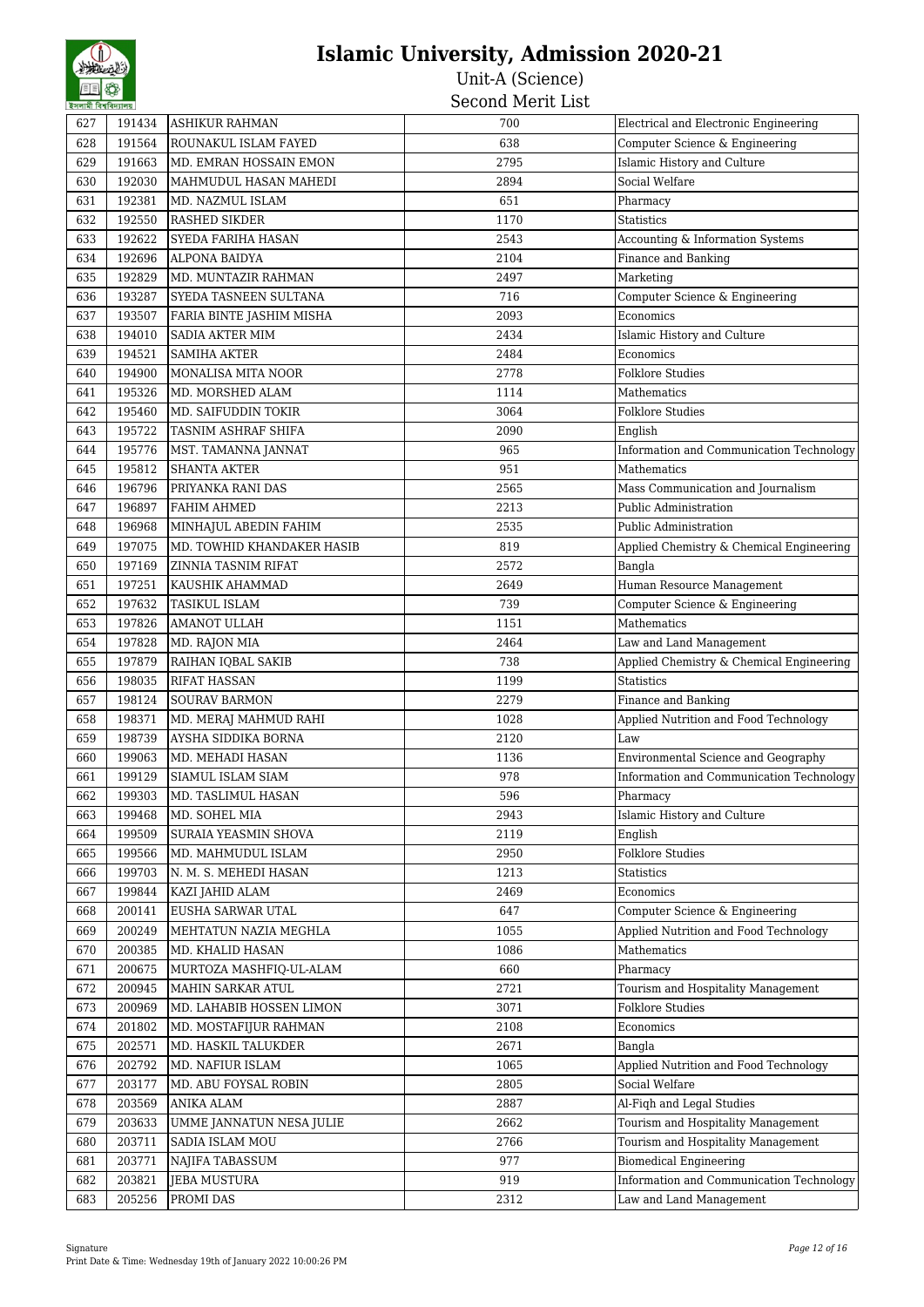# Islamic University, Admission 2020-21

## Unit-A (Science)

### Second Merit List

| | | | | |
|---|---|---|---|---|
| 627 | 191434 | ASHIKUR RAHMAN | 700 | Electrical and Electronic Engineering |
| 628 | 191564 | ROUNAKUL ISLAM FAYED | 638 | Computer Science & Engineering |
| 629 | 191663 | MD. EMRAN HOSSAIN EMON | 2795 | Islamic History and Culture |
| 630 | 192030 | MAHMUDUL HASAN MAHEDI | 2894 | Social Welfare |
| 631 | 192381 | MD. NAZMUL ISLAM | 651 | Pharmacy |
| 632 | 192550 | RASHED SIKDER | 1170 | Statistics |
| 633 | 192622 | SYEDA FARIHA HASAN | 2543 | Accounting & Information Systems |
| 634 | 192696 | ALPONA BAIDYA | 2104 | Finance and Banking |
| 635 | 192829 | MD. MUNTAZIR RAHMAN | 2497 | Marketing |
| 636 | 193287 | SYEDA TASNEEN SULTANA | 716 | Computer Science & Engineering |
| 637 | 193507 | FARIA BINTE JASHIM MISHA | 2093 | Economics |
| 638 | 194010 | SADIA AKTER MIM | 2434 | Islamic History and Culture |
| 639 | 194521 | SAMIHA AKTER | 2484 | Economics |
| 640 | 194900 | MONALISA MITA NOOR | 2778 | Folklore Studies |
| 641 | 195326 | MD. MORSHED ALAM | 1114 | Mathematics |
| 642 | 195460 | MD. SAIFUDDIN TOKIR | 3064 | Folklore Studies |
| 643 | 195722 | TASNIM ASHRAF SHIFA | 2090 | English |
| 644 | 195776 | MST. TAMANNA JANNAT | 965 | Information and Communication Technology |
| 645 | 195812 | SHANTA AKTER | 951 | Mathematics |
| 646 | 196796 | PRIYANKA RANI DAS | 2565 | Mass Communication and Journalism |
| 647 | 196897 | FAHIM AHMED | 2213 | Public Administration |
| 648 | 196968 | MINHAJUL ABEDIN FAHIM | 2535 | Public Administration |
| 649 | 197075 | MD. TOWHID KHANDAKER HASIB | 819 | Applied Chemistry & Chemical Engineering |
| 650 | 197169 | ZINNIA TASNIM RIFAT | 2572 | Bangla |
| 651 | 197251 | KAUSHIK AHAMMAD | 2649 | Human Resource Management |
| 652 | 197632 | TASIKUL ISLAM | 739 | Computer Science & Engineering |
| 653 | 197826 | AMANOT ULLAH | 1151 | Mathematics |
| 654 | 197828 | MD. RAJON MIA | 2464 | Law and Land Management |
| 655 | 197879 | RAIHAN IQBAL SAKIB | 738 | Applied Chemistry & Chemical Engineering |
| 656 | 198035 | RIFAT HASSAN | 1199 | Statistics |
| 657 | 198124 | SOURAV BARMON | 2279 | Finance and Banking |
| 658 | 198371 | MD. MERAJ MAHMUD RAHI | 1028 | Applied Nutrition and Food Technology |
| 659 | 198739 | AYSHA SIDDIKA BORNA | 2120 | Law |
| 660 | 199063 | MD. MEHADI HASAN | 1136 | Environmental Science and Geography |
| 661 | 199129 | SIAMUL ISLAM SIAM | 978 | Information and Communication Technology |
| 662 | 199303 | MD. TASLIMUL HASAN | 596 | Pharmacy |
| 663 | 199468 | MD. SOHEL MIA | 2943 | Islamic History and Culture |
| 664 | 199509 | SURAIA YEASMIN SHOVA | 2119 | English |
| 665 | 199566 | MD. MAHMUDUL ISLAM | 2950 | Folklore Studies |
| 666 | 199703 | N. M. S. MEHEDI HASAN | 1213 | Statistics |
| 667 | 199844 | KAZI JAHID ALAM | 2469 | Economics |
| 668 | 200141 | EUSHA SARWAR UTAL | 647 | Computer Science & Engineering |
| 669 | 200249 | MEHTATUN NAZIA MEGHLA | 1055 | Applied Nutrition and Food Technology |
| 670 | 200385 | MD. KHALID HASAN | 1086 | Mathematics |
| 671 | 200675 | MURTOZA MASHFIQ-UL-ALAM | 660 | Pharmacy |
| 672 | 200945 | MAHIN SARKAR ATUL | 2721 | Tourism and Hospitality Management |
| 673 | 200969 | MD. LAHABIB HOSSEN LIMON | 3071 | Folklore Studies |
| 674 | 201802 | MD. MOSTAFIJUR RAHMAN | 2108 | Economics |
| 675 | 202571 | MD. HASKIL TALUKDER | 2671 | Bangla |
| 676 | 202792 | MD. NAFIUR ISLAM | 1065 | Applied Nutrition and Food Technology |
| 677 | 203177 | MD. ABU FOYSAL ROBIN | 2805 | Social Welfare |
| 678 | 203569 | ANIKA ALAM | 2887 | Al-Fiqh and Legal Studies |
| 679 | 203633 | UMME JANNATUN NESA JULIE | 2662 | Tourism and Hospitality Management |
| 680 | 203711 | SADIA ISLAM MOU | 2766 | Tourism and Hospitality Management |
| 681 | 203771 | NAJIFA TABASSUM | 977 | Biomedical Engineering |
| 682 | 203821 | JEBA MUSTURA | 919 | Information and Communication Technology |
| 683 | 205256 | PROMI DAS | 2312 | Law and Land Management |

Signature

Print Date & Time: Wednesday 19th of January 2022 10:00:26 PM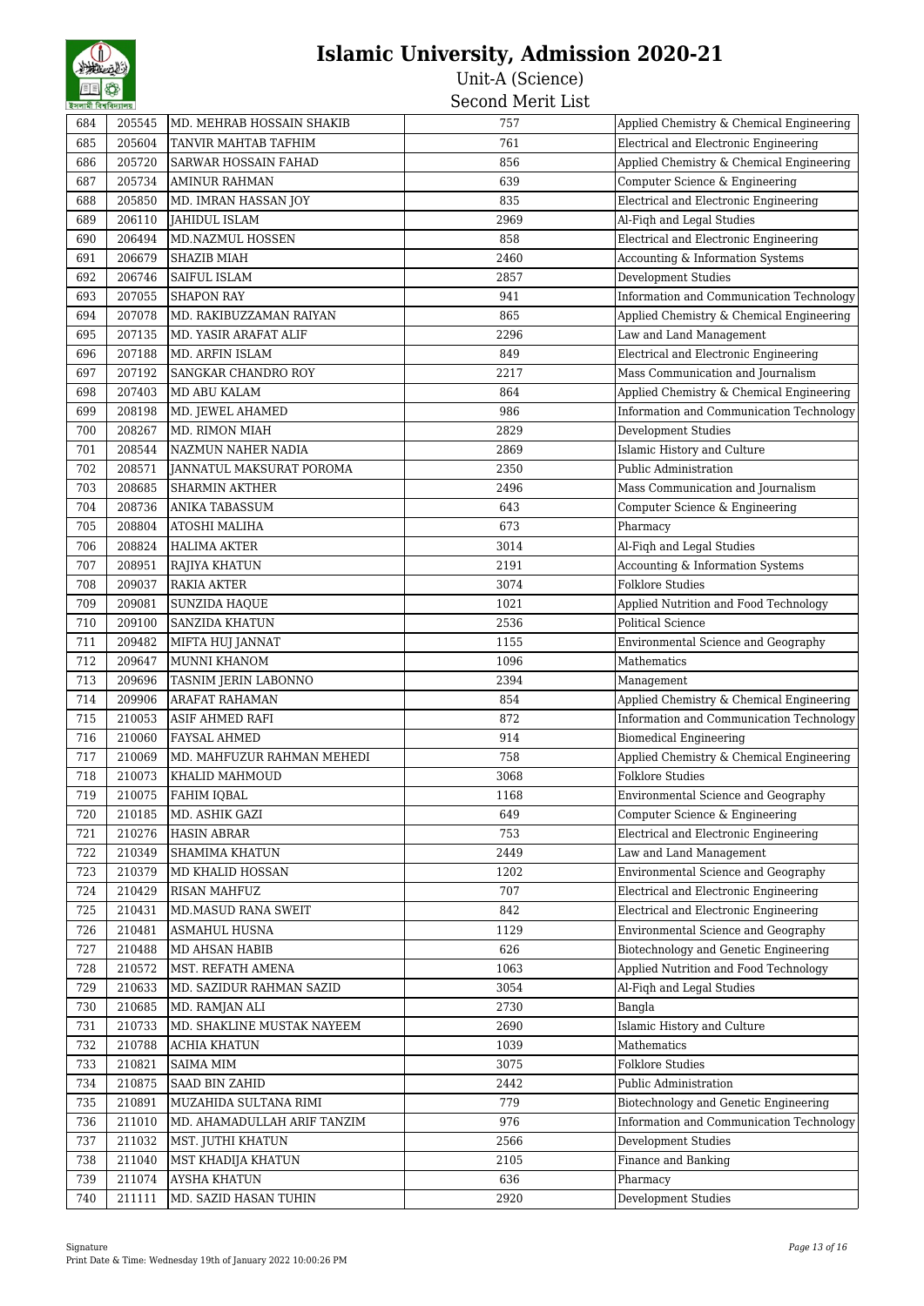# Islamic University, Admission 2020-21

Unit-A (Science)

Second Merit List

| 684 | 205545 | MD. MEHRAB HOSSAIN SHAKIB | 757 | Applied Chemistry & Chemical Engineering |
|---|---|---|---|---|
| 685 | 205604 | TANVIR MAHTAB TAFHIM | 761 | Electrical and Electronic Engineering |
| 686 | 205720 | SARWAR HOSSAIN FAHAD | 856 | Applied Chemistry & Chemical Engineering |
| 687 | 205734 | AMINUR RAHMAN | 639 | Computer Science & Engineering |
| 688 | 205850 | MD. IMRAN HASSAN JOY | 835 | Electrical and Electronic Engineering |
| 689 | 206110 | JAHIDUL ISLAM | 2969 | Al-Fiqh and Legal Studies |
| 690 | 206494 | MD.NAZMUL HOSSEN | 858 | Electrical and Electronic Engineering |
| 691 | 206679 | SHAZIB MIAH | 2460 | Accounting & Information Systems |
| 692 | 206746 | SAIFUL ISLAM | 2857 | Development Studies |
| 693 | 207055 | SHAPON RAY | 941 | Information and Communication Technology |
| 694 | 207078 | MD. RAKIBUZZAMAN RAIYAN | 865 | Applied Chemistry & Chemical Engineering |
| 695 | 207135 | MD. YASIR ARAFAT ALIF | 2296 | Law and Land Management |
| 696 | 207188 | MD. ARFIN ISLAM | 849 | Electrical and Electronic Engineering |
| 697 | 207192 | SANGKAR CHANDRO ROY | 2217 | Mass Communication and Journalism |
| 698 | 207403 | MD ABU KALAM | 864 | Applied Chemistry & Chemical Engineering |
| 699 | 208198 | MD. JEWEL AHAMED | 986 | Information and Communication Technology |
| 700 | 208267 | MD. RIMON MIAH | 2829 | Development Studies |
| 701 | 208544 | NAZMUN NAHER NADIA | 2869 | Islamic History and Culture |
| 702 | 208571 | JANNATUL MAKSURAT POROMA | 2350 | Public Administration |
| 703 | 208685 | SHARMIN AKTHER | 2496 | Mass Communication and Journalism |
| 704 | 208736 | ANIKA TABASSUM | 643 | Computer Science & Engineering |
| 705 | 208804 | ATOSHI MALIHA | 673 | Pharmacy |
| 706 | 208824 | HALIMA AKTER | 3014 | Al-Fiqh and Legal Studies |
| 707 | 208951 | RAJIYA KHATUN | 2191 | Accounting & Information Systems |
| 708 | 209037 | RAKIA AKTER | 3074 | Folklore Studies |
| 709 | 209081 | SUNZIDA HAQUE | 1021 | Applied Nutrition and Food Technology |
| 710 | 209100 | SANZIDA KHATUN | 2536 | Political Science |
| 711 | 209482 | MIFTA HUJ JANNAT | 1155 | Environmental Science and Geography |
| 712 | 209647 | MUNNI KHANOM | 1096 | Mathematics |
| 713 | 209696 | TASNIM JERIN LABONNO | 2394 | Management |
| 714 | 209906 | ARAFAT RAHAMAN | 854 | Applied Chemistry & Chemical Engineering |
| 715 | 210053 | ASIF AHMED RAFI | 872 | Information and Communication Technology |
| 716 | 210060 | FAYSAL AHMED | 914 | Biomedical Engineering |
| 717 | 210069 | MD. MAHFUZUR RAHMAN MEHEDI | 758 | Applied Chemistry & Chemical Engineering |
| 718 | 210073 | KHALID MAHMOUD | 3068 | Folklore Studies |
| 719 | 210075 | FAHIM IQBAL | 1168 | Environmental Science and Geography |
| 720 | 210185 | MD. ASHIK GAZI | 649 | Computer Science & Engineering |
| 721 | 210276 | HASIN ABRAR | 753 | Electrical and Electronic Engineering |
| 722 | 210349 | SHAMIMA KHATUN | 2449 | Law and Land Management |
| 723 | 210379 | MD KHALID HOSSAN | 1202 | Environmental Science and Geography |
| 724 | 210429 | RISAN MAHFUZ | 707 | Electrical and Electronic Engineering |
| 725 | 210431 | MD.MASUD RANA SWEIT | 842 | Electrical and Electronic Engineering |
| 726 | 210481 | ASMAHUL HUSNA | 1129 | Environmental Science and Geography |
| 727 | 210488 | MD AHSAN HABIB | 626 | Biotechnology and Genetic Engineering |
| 728 | 210572 | MST. REFATH AMENA | 1063 | Applied Nutrition and Food Technology |
| 729 | 210633 | MD. SAZIDUR RAHMAN SAZID | 3054 | Al-Fiqh and Legal Studies |
| 730 | 210685 | MD. RAMJAN ALI | 2730 | Bangla |
| 731 | 210733 | MD. SHAKLINE MUSTAK NAYEEM | 2690 | Islamic History and Culture |
| 732 | 210788 | ACHIA KHATUN | 1039 | Mathematics |
| 733 | 210821 | SAIMA MIM | 3075 | Folklore Studies |
| 734 | 210875 | SAAD BIN ZAHID | 2442 | Public Administration |
| 735 | 210891 | MUZAHIDA SULTANA RIMI | 779 | Biotechnology and Genetic Engineering |
| 736 | 211010 | MD. AHAMADULLAH ARIF TANZIM | 976 | Information and Communication Technology |
| 737 | 211032 | MST. JUTHI KHATUN | 2566 | Development Studies |
| 738 | 211040 | MST KHADIJA KHATUN | 2105 | Finance and Banking |
| 739 | 211074 | AYSHA KHATUN | 636 | Pharmacy |
| 740 | 211111 | MD. SAZID HASAN TUHIN | 2920 | Development Studies |

Signature

Print Date & Time: Wednesday 19th of January 2022 10:00:26 PM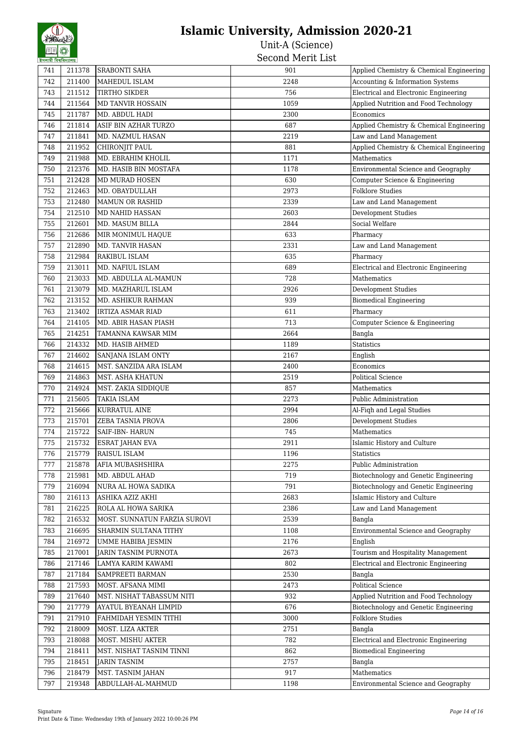# Islamic University, Admission 2020-21

Unit-A (Science)

Second Merit List

| 741 | 211378 | SRABONTI SAHA | 901 | Applied Chemistry & Chemical Engineering |
|---|---|---|---|---|
| 742 | 211400 | MAHEDUL ISLAM | 2248 | Accounting & Information Systems |
| 743 | 211512 | TIRTHO SIKDER | 756 | Electrical and Electronic Engineering |
| 744 | 211564 | MD TANVIR HOSSAIN | 1059 | Applied Nutrition and Food Technology |
| 745 | 211787 | MD. ABDUL HADI | 2300 | Economics |
| 746 | 211814 | ASIF BIN AZHAR TURZO | 687 | Applied Chemistry & Chemical Engineering |
| 747 | 211841 | MD. NAZMUL HASAN | 2219 | Law and Land Management |
| 748 | 211952 | CHIRONJIT PAUL | 881 | Applied Chemistry & Chemical Engineering |
| 749 | 211988 | MD. EBRAHIM KHOLIL | 1171 | Mathematics |
| 750 | 212376 | MD. HASIB BIN MOSTAFA | 1178 | Environmental Science and Geography |
| 751 | 212428 | MD MURAD HOSEN | 630 | Computer Science & Engineering |
| 752 | 212463 | MD. OBAYDULLAH | 2973 | Folklore Studies |
| 753 | 212480 | MAMUN OR RASHID | 2339 | Law and Land Management |
| 754 | 212510 | MD NAHID HASSAN | 2603 | Development Studies |
| 755 | 212601 | MD. MASUM BILLA | 2844 | Social Welfare |
| 756 | 212686 | MIR MONIMUL HAQUE | 633 | Pharmacy |
| 757 | 212890 | MD. TANVIR HASAN | 2331 | Law and Land Management |
| 758 | 212984 | RAKIBUL ISLAM | 635 | Pharmacy |
| 759 | 213011 | MD. NAFIUL ISLAM | 689 | Electrical and Electronic Engineering |
| 760 | 213033 | MD. ABDULLA AL-MAMUN | 728 | Mathematics |
| 761 | 213079 | MD. MAZHARUL ISLAM | 2926 | Development Studies |
| 762 | 213152 | MD. ASHIKUR RAHMAN | 939 | Biomedical Engineering |
| 763 | 213402 | IRTIZA ASMAR RIAD | 611 | Pharmacy |
| 764 | 214105 | MD. ABIR HASAN PIASH | 713 | Computer Science & Engineering |
| 765 | 214251 | TAMANNA KAWSAR MIM | 2664 | Bangla |
| 766 | 214332 | MD. HASIB AHMED | 1189 | Statistics |
| 767 | 214602 | SANJANA ISLAM ONTY | 2167 | English |
| 768 | 214615 | MST. SANZIDA ARA ISLAM | 2400 | Economics |
| 769 | 214863 | MST. ASHA KHATUN | 2519 | Political Science |
| 770 | 214924 | MST. ZAKIA SIDDIQUE | 857 | Mathematics |
| 771 | 215605 | TAKIA ISLAM | 2273 | Public Administration |
| 772 | 215666 | KURRATUL AINE | 2994 | Al-Fiqh and Legal Studies |
| 773 | 215701 | ZEBA TASNIA PROVA | 2806 | Development Studies |
| 774 | 215722 | SAIF-IBN- HARUN | 745 | Mathematics |
| 775 | 215732 | ESRAT JAHAN EVA | 2911 | Islamic History and Culture |
| 776 | 215779 | RAISUL ISLAM | 1196 | Statistics |
| 777 | 215878 | AFIA MUBASHSHIRA | 2275 | Public Administration |
| 778 | 215981 | MD. ABDUL AHAD | 719 | Biotechnology and Genetic Engineering |
| 779 | 216094 | NURA AL HOWA SADIKA | 791 | Biotechnology and Genetic Engineering |
| 780 | 216113 | ASHIKA AZIZ AKHI | 2683 | Islamic History and Culture |
| 781 | 216225 | ROLA AL HOWA SARIKA | 2386 | Law and Land Management |
| 782 | 216532 | MOST. SUNNATUN FARZIA SUROVI | 2539 | Bangla |
| 783 | 216695 | SHARMIN SULTANA TITHY | 1108 | Environmental Science and Geography |
| 784 | 216972 | UMME HABIBA JESMIN | 2176 | English |
| 785 | 217001 | JARIN TASNIM PURNOTA | 2673 | Tourism and Hospitality Management |
| 786 | 217146 | LAMYA KARIM KAWAMI | 802 | Electrical and Electronic Engineering |
| 787 | 217184 | SAMPREETI BARMAN | 2530 | Bangla |
| 788 | 217593 | MOST. AFSANA MIMI | 2473 | Political Science |
| 789 | 217640 | MST. NISHAT TABASSUM NITI | 932 | Applied Nutrition and Food Technology |
| 790 | 217779 | AYATUL BYEANAH LIMPID | 676 | Biotechnology and Genetic Engineering |
| 791 | 217910 | FAHMIDAH YESMIN TITHI | 3000 | Folklore Studies |
| 792 | 218009 | MOST. LIZA AKTER | 2751 | Bangla |
| 793 | 218088 | MOST. MISHU AKTER | 782 | Electrical and Electronic Engineering |
| 794 | 218411 | MST. NISHAT TASNIM TINNI | 862 | Biomedical Engineering |
| 795 | 218451 | JARIN TASNIM | 2757 | Bangla |
| 796 | 218479 | MST. TASNIM JAHAN | 917 | Mathematics |
| 797 | 219348 | ABDULLAH-AL-MAHMUD | 1198 | Environmental Science and Geography |

Signature

Print Date & Time: Wednesday 19th of January 2022 10:00:26 PM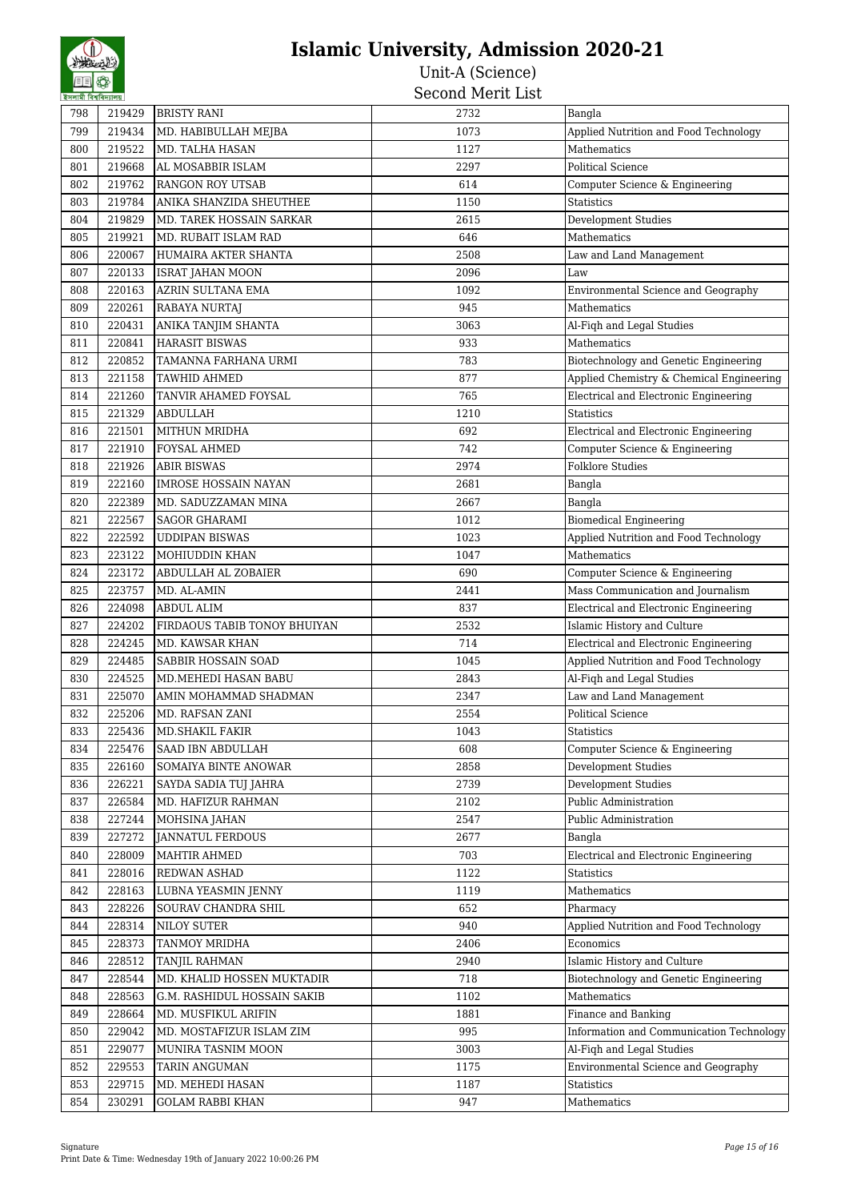# Islamic University, Admission 2020-21

Unit-A (Science)

Second Merit List

| | | | | |
|---|---|---|---|---|
| 798 | 219429 | BRISTY RANI | 2732 | Bangla |
| 799 | 219434 | MD. HABIBULLAH MEJBA | 1073 | Applied Nutrition and Food Technology |
| 800 | 219522 | MD. TALHA HASAN | 1127 | Mathematics |
| 801 | 219668 | AL MOSABBIR ISLAM | 2297 | Political Science |
| 802 | 219762 | RANGON ROY UTSAB | 614 | Computer Science & Engineering |
| 803 | 219784 | ANIKA SHANZIDA SHEUTHEE | 1150 | Statistics |
| 804 | 219829 | MD. TAREK HOSSAIN SARKAR | 2615 | Development Studies |
| 805 | 219921 | MD. RUBAIT ISLAM RAD | 646 | Mathematics |
| 806 | 220067 | HUMAIRA AKTER SHANTA | 2508 | Law and Land Management |
| 807 | 220133 | ISRAT JAHAN MOON | 2096 | Law |
| 808 | 220163 | AZRIN SULTANA EMA | 1092 | Environmental Science and Geography |
| 809 | 220261 | RABAYA NURTAJ | 945 | Mathematics |
| 810 | 220431 | ANIKA TANJIM SHANTA | 3063 | Al-Fiqh and Legal Studies |
| 811 | 220841 | HARASIT BISWAS | 933 | Mathematics |
| 812 | 220852 | TAMANNA FARHANA URMI | 783 | Biotechnology and Genetic Engineering |
| 813 | 221158 | TAWHID AHMED | 877 | Applied Chemistry & Chemical Engineering |
| 814 | 221260 | TANVIR AHAMED FOYSAL | 765 | Electrical and Electronic Engineering |
| 815 | 221329 | ABDULLAH | 1210 | Statistics |
| 816 | 221501 | MITHUN MRIDHA | 692 | Electrical and Electronic Engineering |
| 817 | 221910 | FOYSAL AHMED | 742 | Computer Science & Engineering |
| 818 | 221926 | ABIR BISWAS | 2974 | Folklore Studies |
| 819 | 222160 | IMROSE HOSSAIN NAYAN | 2681 | Bangla |
| 820 | 222389 | MD. SADUZZAMAN MINA | 2667 | Bangla |
| 821 | 222567 | SAGOR GHARAMI | 1012 | Biomedical Engineering |
| 822 | 222592 | UDDIPAN BISWAS | 1023 | Applied Nutrition and Food Technology |
| 823 | 223122 | MOHIUDDIN KHAN | 1047 | Mathematics |
| 824 | 223172 | ABDULLAH AL ZOBAIER | 690 | Computer Science & Engineering |
| 825 | 223757 | MD. AL-AMIN | 2441 | Mass Communication and Journalism |
| 826 | 224098 | ABDUL ALIM | 837 | Electrical and Electronic Engineering |
| 827 | 224202 | FIRDAOUS TABIB TONOY BHUIYAN | 2532 | Islamic History and Culture |
| 828 | 224245 | MD. KAWSAR KHAN | 714 | Electrical and Electronic Engineering |
| 829 | 224485 | SABBIR HOSSAIN SOAD | 1045 | Applied Nutrition and Food Technology |
| 830 | 224525 | MD.MEHEDI HASAN BABU | 2843 | Al-Fiqh and Legal Studies |
| 831 | 225070 | AMIN MOHAMMAD SHADMAN | 2347 | Law and Land Management |
| 832 | 225206 | MD. RAFSAN ZANI | 2554 | Political Science |
| 833 | 225436 | MD.SHAKIL FAKIR | 1043 | Statistics |
| 834 | 225476 | SAAD IBN ABDULLAH | 608 | Computer Science & Engineering |
| 835 | 226160 | SOMAIYA BINTE ANOWAR | 2858 | Development Studies |
| 836 | 226221 | SAYDA SADIA TUJ JAHRA | 2739 | Development Studies |
| 837 | 226584 | MD. HAFIZUR RAHMAN | 2102 | Public Administration |
| 838 | 227244 | MOHSINA JAHAN | 2547 | Public Administration |
| 839 | 227272 | JANNATUL FERDOUS | 2677 | Bangla |
| 840 | 228009 | MAHTIR AHMED | 703 | Electrical and Electronic Engineering |
| 841 | 228016 | REDWAN ASHAD | 1122 | Statistics |
| 842 | 228163 | LUBNA YEASMIN JENNY | 1119 | Mathematics |
| 843 | 228226 | SOURAV CHANDRA SHIL | 652 | Pharmacy |
| 844 | 228314 | NILOY SUTER | 940 | Applied Nutrition and Food Technology |
| 845 | 228373 | TANMOY MRIDHA | 2406 | Economics |
| 846 | 228512 | TANJIL RAHMAN | 2940 | Islamic History and Culture |
| 847 | 228544 | MD. KHALID HOSSEN MUKTADIR | 718 | Biotechnology and Genetic Engineering |
| 848 | 228563 | G.M. RASHIDUL HOSSAIN SAKIB | 1102 | Mathematics |
| 849 | 228664 | MD. MUSFIKUL ARIFIN | 1881 | Finance and Banking |
| 850 | 229042 | MD. MOSTAFIZUR ISLAM ZIM | 995 | Information and Communication Technology |
| 851 | 229077 | MUNIRA TASNIM MOON | 3003 | Al-Fiqh and Legal Studies |
| 852 | 229553 | TARIN ANGUMAN | 1175 | Environmental Science and Geography |
| 853 | 229715 | MD. MEHEDI HASAN | 1187 | Statistics |
| 854 | 230291 | GOLAM RABBI KHAN | 947 | Mathematics |

Signature

Print Date & Time: Wednesday 19th of January 2022 10:00:26 PM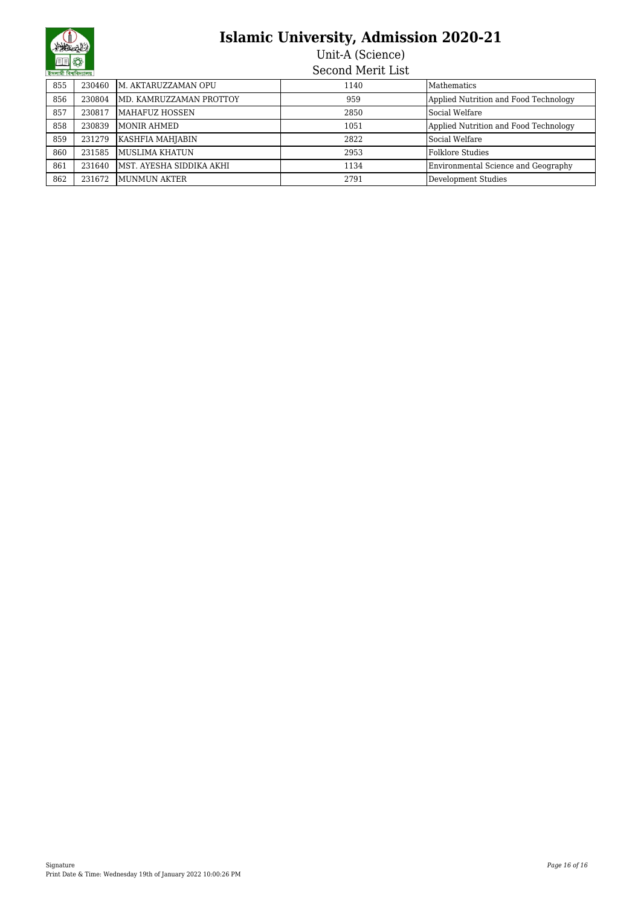# Islamic University, Admission 2020-21

Unit-A (Science)

Second Merit List

| | | | | |
|---|---|---|---|---|
| 855 | 230460 | M. AKTARUZZAMAN OPU | 1140 | Mathematics |
| 856 | 230804 | MD. KAMRUZZAMAN PROTTOY | 959 | Applied Nutrition and Food Technology |
| 857 | 230817 | MAHAFUZ HOSSEN | 2850 | Social Welfare |
| 858 | 230839 | MONIR AHMED | 1051 | Applied Nutrition and Food Technology |
| 859 | 231279 | KASHFIA MAHJABIN | 2822 | Social Welfare |
| 860 | 231585 | MUSLIMA KHATUN | 2953 | Folklore Studies |
| 861 | 231640 | MST. AYESHA SIDDIKA AKHI | 1134 | Environmental Science and Geography |
| 862 | 231672 | MUNMUN AKTER | 2791 | Development Studies |

Signature

Print Date & Time: Wednesday 19th of January 2022 10:00:26 PM